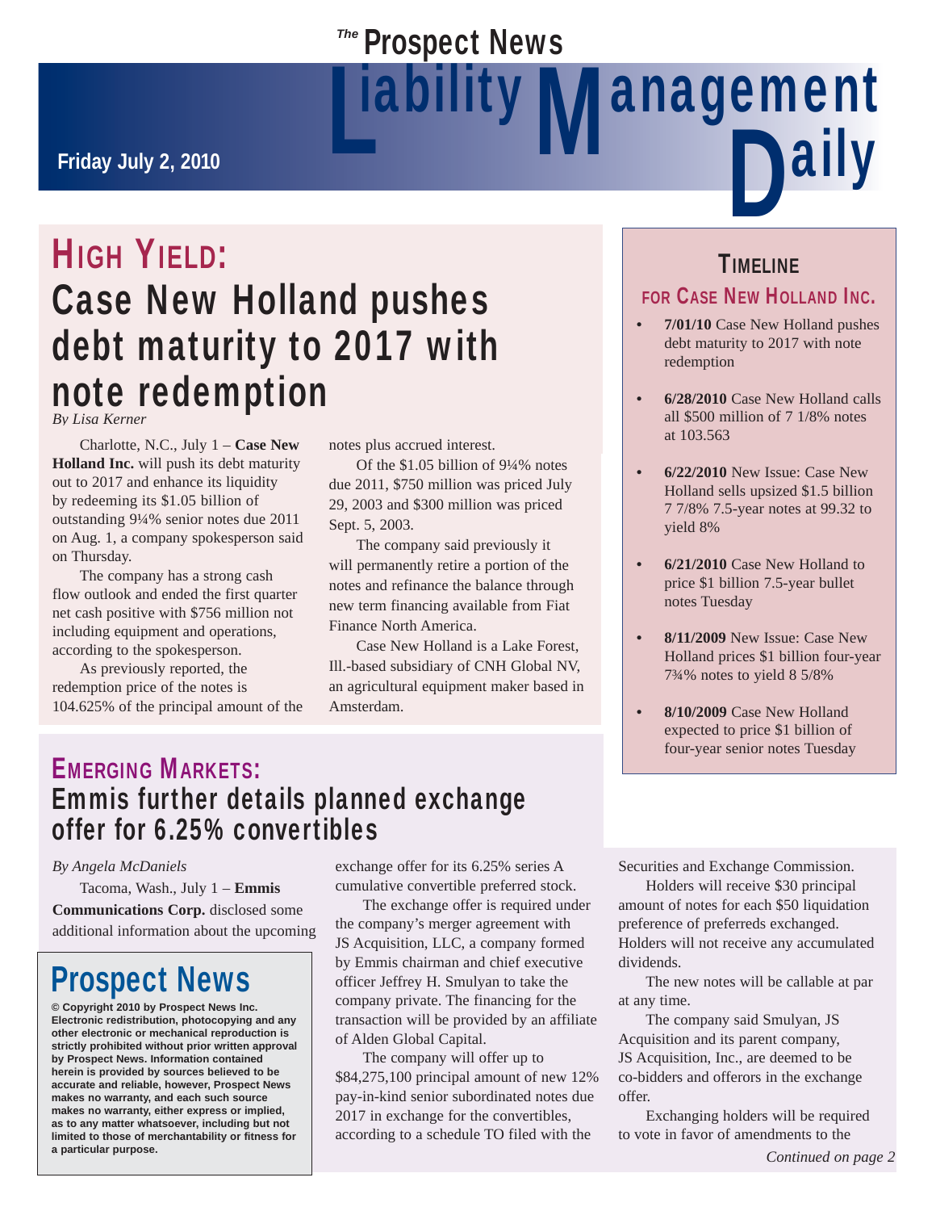# The Prospect News Liability Management Daily

**Friday July 2, 2010**

## HIGH YIELD:

## Case New Holland pushes debt maturity to 2017 with note redemption

*By Lisa Kerner*

Charlotte, N.C., July 1 – **Case New Holland Inc.** will push its debt maturity out to 2017 and enhance its liquidity by redeeming its $1.05 billion of outstanding 9¼% senior notes due 2011 on Aug. 1, a company spokesperson said on Thursday.

The company has a strong cash flow outlook and ended the first quarter net cash positive with $756 million not including equipment and operations, according to the spokesperson.

As previously reported, the redemption price of the notes is 104.625% of the principal amount of the notes plus accrued interest.

Of the $1.05 billion of 9¼% notes due 2011, $750 million was priced July 29, 2003 and $300 million was priced Sept. 5, 2003.

The company said previously it will permanently retire a portion of the notes and refinance the balance through new term financing available from Fiat Finance North America.

Case New Holland is a Lake Forest, Ill.-based subsidiary of CNH Global NV, an agricultural equipment maker based in Amsterdam.

### TIMELINE FOR CASE NEW HOLLAND INC.

- **7/01/10** Case New Holland pushes debt maturity to 2017 with note redemption
- **6/28/2010** Case New Holland calls all $500 million of 7 1/8% notes at 103.563
- **6/22/2010** New Issue: Case New Holland sells upsized $1.5 billion 7 7/8% 7.5-year notes at 99.32 to yield 8%
- **6/21/2010** Case New Holland to price $1 billion 7.5-year bullet notes Tuesday
- **8/11/2009** New Issue: Case New Holland prices $1 billion four-year 7¾% notes to yield 8 5/8%
- **8/10/2009** Case New Holland expected to price $1 billion of four-year senior notes Tuesday

## EMERGING MARKETS:

## Emmis further details planned exchange offer for 6.25% convertibles

*By Angela McDaniels*

Tacoma, Wash., July 1 – **Emmis Communications Corp.** disclosed some additional information about the upcoming exchange offer for its 6.25% series A cumulative convertible preferred stock.

The exchange offer is required under the company's merger agreement with JS Acquisition, LLC, a company formed by Emmis chairman and chief executive officer Jeffrey H. Smulyan to take the company private. The financing for the transaction will be provided by an affiliate of Alden Global Capital.

The company will offer up to $84,275,100 principal amount of new 12% pay-in-kind senior subordinated notes due 2017 in exchange for the convertibles, according to a schedule TO filed with the Securities and Exchange Commission.

Holders will receive $30 principal amount of notes for each $50 liquidation preference of preferreds exchanged. Holders will not receive any accumulated dividends.

The new notes will be callable at par at any time.

The company said Smulyan, JS Acquisition and its parent company, JS Acquisition, Inc., are deemed to be co-bidders and offerors in the exchange offer.

Exchanging holders will be required to vote in favor of amendments to the

*Continued on page 2*

**Prospect News**

**© Copyright 2010 by Prospect News Inc. Electronic redistribution, photocopying and any other electronic or mechanical reproduction is strictly prohibited without prior written approval by Prospect News. Information contained herein is provided by sources believed to be accurate and reliable, however, Prospect News makes no warranty, and each such source makes no warranty, either express or implied, as to any matter whatsoever, including but not limited to those of merchantability or fitness for a particular purpose.**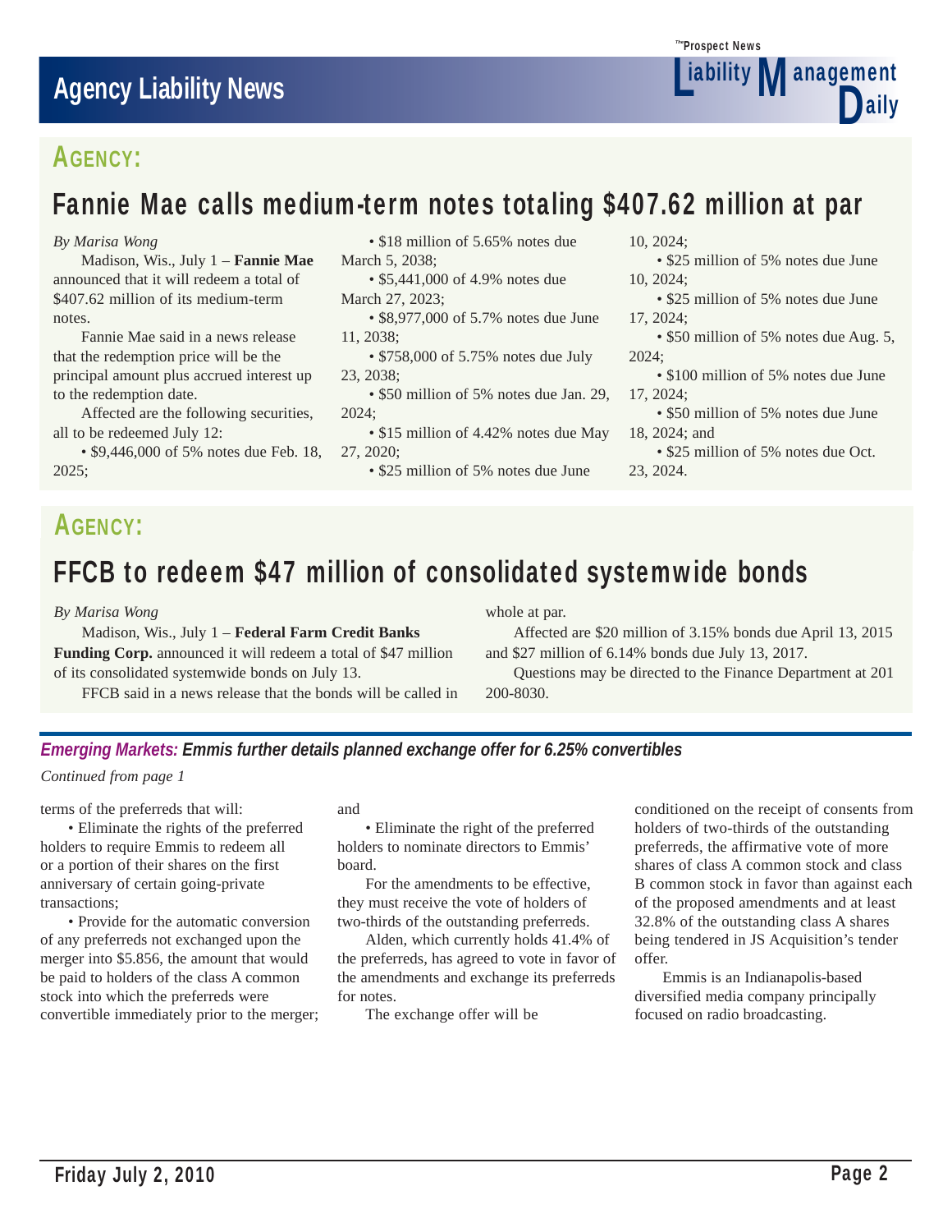## AGENCY:

# Fannie Mae calls medium-term notes totaling $407.62 million at par

*By Marisa Wong*

Madison, Wis., July 1 – **Fannie Mae** announced that it will redeem a total of $407.62 million of its medium-term notes.

Fannie Mae said in a news release that the redemption price will be the principal amount plus accrued interest up to the redemption date.

Affected are the following securities, all to be redeemed July 12:

- $9,446,000 of 5% notes due Feb. 18, 2025;
- $18 million of 5.65% notes due March 5, 2038;
- $5,441,000 of 4.9% notes due March 27, 2023;
- $8,977,000 of 5.7% notes due June 11, 2038;
- $758,000 of 5.75% notes due July 23, 2038;
- $50 million of 5% notes due Jan. 29, 2024;
- $15 million of 4.42% notes due May 27, 2020;
- $25 million of 5% notes due June 10, 2024;
- $25 million of 5% notes due June 10, 2024;
- $25 million of 5% notes due June 17, 2024;
- $50 million of 5% notes due Aug. 5, 2024;
- $100 million of 5% notes due June 17, 2024;
- $50 million of 5% notes due June 18, 2024; and
- $25 million of 5% notes due Oct. 23, 2024.

## AGENCY:

# FFCB to redeem $47 million of consolidated systemwide bonds

*By Marisa Wong*

Madison, Wis., July 1 – **Federal Farm Credit Banks Funding Corp.** announced it will redeem a total of $47 million of its consolidated systemwide bonds on July 13.

FFCB said in a news release that the bonds will be called in whole at par.

Affected are $20 million of 3.15% bonds due April 13, 2015 and $27 million of 6.14% bonds due July 13, 2017.

Questions may be directed to the Finance Department at 201 200-8030.

### *Emerging Markets: Emmis further details planned exchange offer for 6.25% convertibles*

*Continued from page 1*

terms of the preferreds that will:

- Eliminate the rights of the preferred holders to require Emmis to redeem all or a portion of their shares on the first anniversary of certain going-private transactions;
- Provide for the automatic conversion of any preferreds not exchanged upon the merger into $5.856, the amount that would be paid to holders of the class A common stock into which the preferreds were convertible immediately prior to the merger; and
- Eliminate the right of the preferred holders to nominate directors to Emmis' board.

For the amendments to be effective, they must receive the vote of holders of two-thirds of the outstanding preferreds.

Alden, which currently holds 41.4% of the preferreds, has agreed to vote in favor of the amendments and exchange its preferreds for notes.

The exchange offer will be conditioned on the receipt of consents from holders of two-thirds of the outstanding preferreds, the affirmative vote of more shares of class A common stock and class B common stock in favor than against each of the proposed amendments and at least 32.8% of the outstanding class A shares being tendered in JS Acquisition's tender offer.

Emmis is an Indianapolis-based diversified media company principally focused on radio broadcasting.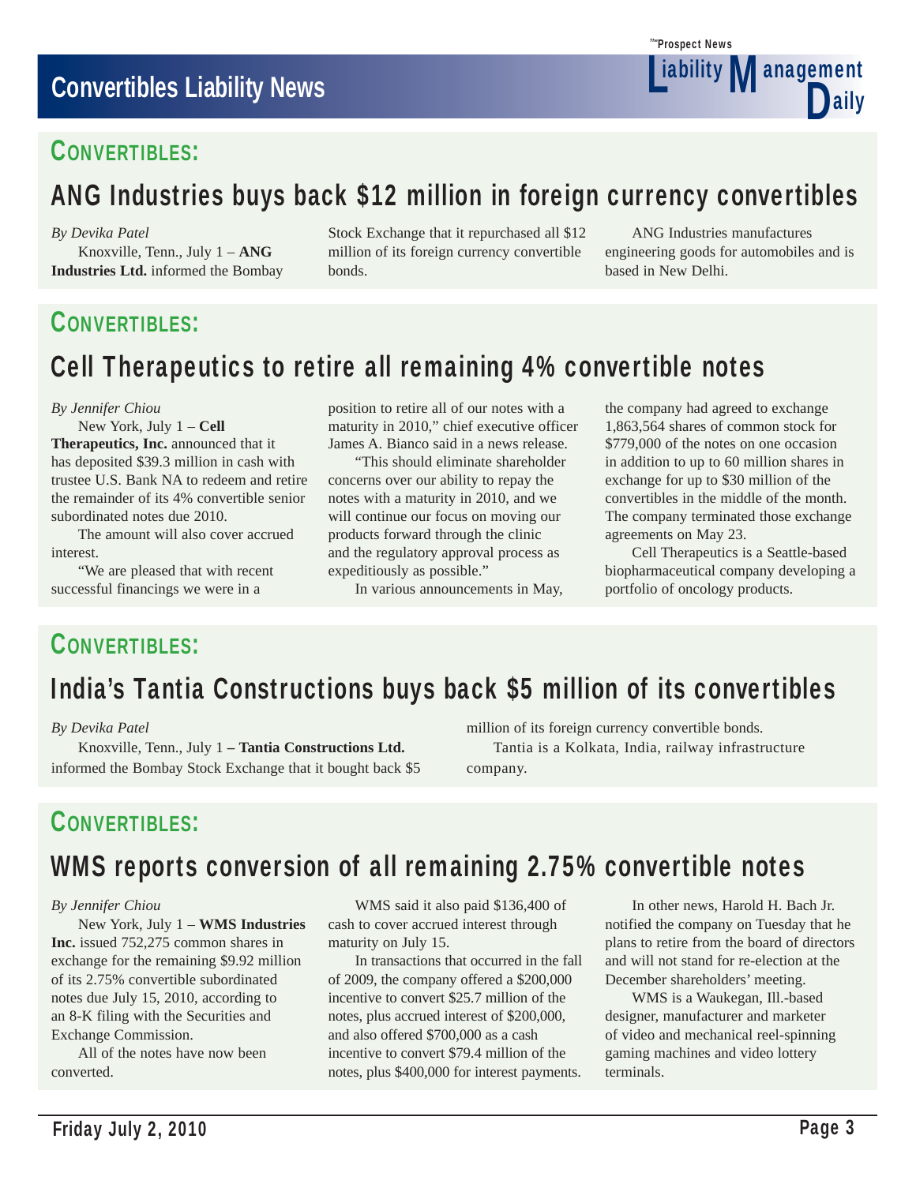## CONVERTIBLES:

# ANG Industries buys back $12 million in foreign currency convertibles

*By Devika Patel*

Knoxville, Tenn., July 1 – **ANG Industries Ltd.** informed the Bombay Stock Exchange that it repurchased all $12 million of its foreign currency convertible bonds.

ANG Industries manufactures engineering goods for automobiles and is based in New Delhi.

## CONVERTIBLES:

# Cell Therapeutics to retire all remaining 4% convertible notes

*By Jennifer Chiou*

New York, July 1 – **Cell Therapeutics, Inc.** announced that it has deposited $39.3 million in cash with trustee U.S. Bank NA to redeem and retire the remainder of its 4% convertible senior subordinated notes due 2010.

The amount will also cover accrued interest.

"We are pleased that with recent successful financings we were in a position to retire all of our notes with a maturity in 2010," chief executive officer James A. Bianco said in a news release.

"This should eliminate shareholder concerns over our ability to repay the notes with a maturity in 2010, and we will continue our focus on moving our products forward through the clinic and the regulatory approval process as expeditiously as possible."

In various announcements in May, the company had agreed to exchange 1,863,564 shares of common stock for $779,000 of the notes on one occasion in addition to up to 60 million shares in exchange for up to $30 million of the convertibles in the middle of the month. The company terminated those exchange agreements on May 23.

Cell Therapeutics is a Seattle-based biopharmaceutical company developing a portfolio of oncology products.

## CONVERTIBLES:

# India's Tantia Constructions buys back $5 million of its convertibles

*By Devika Patel*

Knoxville, Tenn., July 1 **– Tantia Constructions Ltd.** informed the Bombay Stock Exchange that it bought back $5 million of its foreign currency convertible bonds.

Tantia is a Kolkata, India, railway infrastructure company.

## CONVERTIBLES:

# WMS reports conversion of all remaining 2.75% convertible notes

*By Jennifer Chiou*

New York, July 1 – **WMS Industries Inc.** issued 752,275 common shares in exchange for the remaining $9.92 million of its 2.75% convertible subordinated notes due July 15, 2010, according to an 8-K filing with the Securities and Exchange Commission.

All of the notes have now been converted.

WMS said it also paid $136,400 of cash to cover accrued interest through maturity on July 15.

In transactions that occurred in the fall of 2009, the company offered a $200,000 incentive to convert $25.7 million of the notes, plus accrued interest of $200,000, and also offered $700,000 as a cash incentive to convert $79.4 million of the notes, plus $400,000 for interest payments.

In other news, Harold H. Bach Jr. notified the company on Tuesday that he plans to retire from the board of directors and will not stand for re-election at the December shareholders' meeting.

WMS is a Waukegan, Ill.-based designer, manufacturer and marketer of video and mechanical reel-spinning gaming machines and video lottery terminals.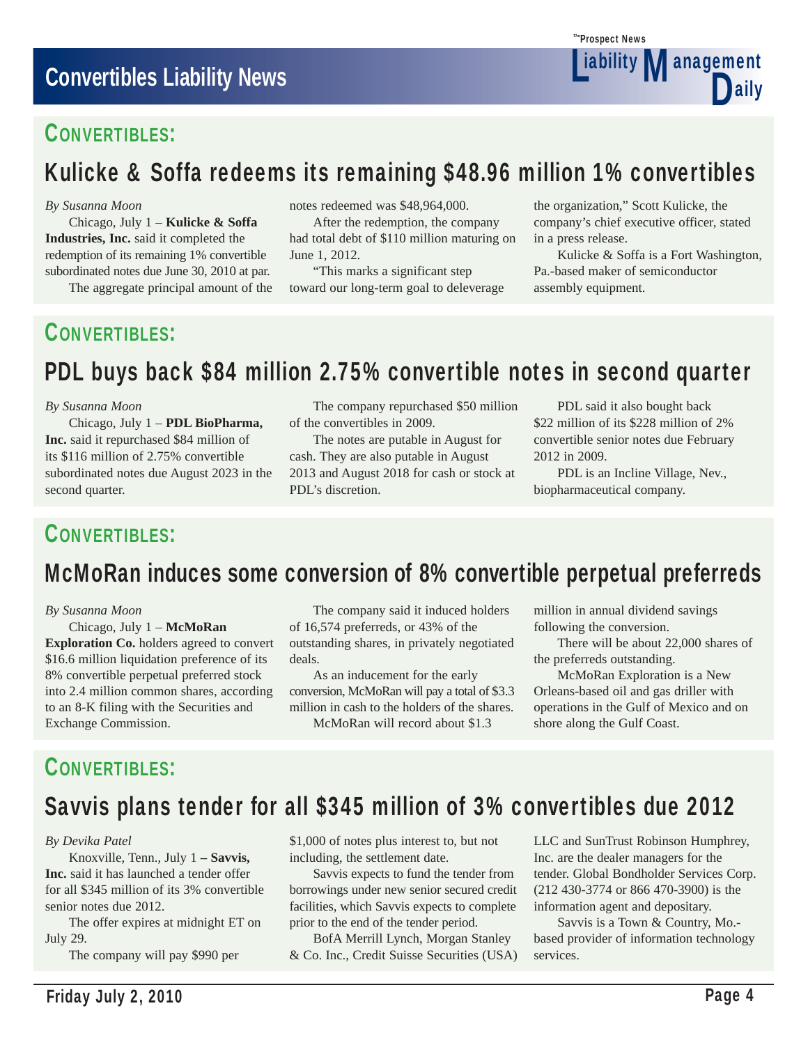## CONVERTIBLES:

# Kulicke & Soffa redeems its remaining $48.96 million 1% convertibles

*By Susanna Moon*

Chicago, July 1 – **Kulicke & Soffa Industries, Inc.** said it completed the redemption of its remaining 1% convertible subordinated notes due June 30, 2010 at par.

The aggregate principal amount of the notes redeemed was $48,964,000.

After the redemption, the company had total debt of $110 million maturing on June 1, 2012.

"This marks a significant step toward our long-term goal to deleverage the organization," Scott Kulicke, the company's chief executive officer, stated in a press release.

Kulicke & Soffa is a Fort Washington, Pa.-based maker of semiconductor assembly equipment.

## CONVERTIBLES:

# PDL buys back $84 million 2.75% convertible notes in second quarter

*By Susanna Moon*

Chicago, July 1 – **PDL BioPharma, Inc.** said it repurchased $84 million of its $116 million of 2.75% convertible subordinated notes due August 2023 in the second quarter.

The company repurchased $50 million of the convertibles in 2009.

The notes are putable in August for cash. They are also putable in August 2013 and August 2018 for cash or stock at PDL's discretion.

PDL said it also bought back $22 million of its $228 million of 2% convertible senior notes due February 2012 in 2009.

PDL is an Incline Village, Nev., biopharmaceutical company.

## CONVERTIBLES:

# McMoRan induces some conversion of 8% convertible perpetual preferreds

*By Susanna Moon*

Chicago, July 1 – **McMoRan Exploration Co.** holders agreed to convert $16.6 million liquidation preference of its 8% convertible perpetual preferred stock into 2.4 million common shares, according to an 8-K filing with the Securities and Exchange Commission.

The company said it induced holders of 16,574 preferreds, or 43% of the outstanding shares, in privately negotiated deals.

As an inducement for the early conversion, McMoRan will pay a total of $3.3 million in cash to the holders of the shares.

McMoRan will record about $1.3 million in annual dividend savings following the conversion.

There will be about 22,000 shares of the preferreds outstanding.

McMoRan Exploration is a New Orleans-based oil and gas driller with operations in the Gulf of Mexico and on shore along the Gulf Coast.

## CONVERTIBLES:

# Savvis plans tender for all $345 million of 3% convertibles due 2012

*By Devika Patel*

Knoxville, Tenn., July 1 – **Savvis, Inc.** said it has launched a tender offer for all $345 million of its 3% convertible senior notes due 2012.

The offer expires at midnight ET on July 29.

The company will pay $990 per $1,000 of notes plus interest to, but not including, the settlement date.

Savvis expects to fund the tender from borrowings under new senior secured credit facilities, which Savvis expects to complete prior to the end of the tender period.

BofA Merrill Lynch, Morgan Stanley & Co. Inc., Credit Suisse Securities (USA) LLC and SunTrust Robinson Humphrey, Inc. are the dealer managers for the tender. Global Bondholder Services Corp. (212 430-3774 or 866 470-3900) is the information agent and depositary.

Savvis is a Town & Country, Mo.-based provider of information technology services.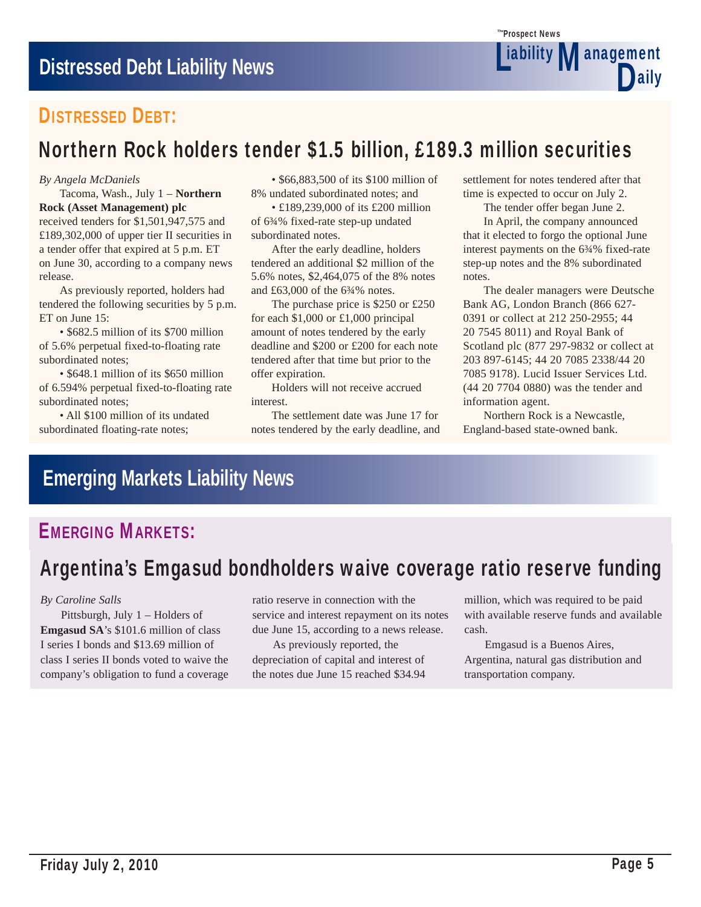## Distressed Debt Liability News

### DISTRESSED DEBT:

# Northern Rock holders tender $1.5 billion, £189.3 million securities

*By Angela McDaniels*

Tacoma, Wash., July 1 – **Northern Rock (Asset Management) plc** received tenders for $1,501,947,575 and £189,302,000 of upper tier II securities in a tender offer that expired at 5 p.m. ET on June 30, according to a company news release.

As previously reported, holders had tendered the following securities by 5 p.m. ET on June 15:

• $682.5 million of its $700 million of 5.6% perpetual fixed-to-floating rate subordinated notes;

• $648.1 million of its $650 million of 6.594% perpetual fixed-to-floating rate subordinated notes;

• All $100 million of its undated subordinated floating-rate notes;

• $66,883,500 of its $100 million of 8% undated subordinated notes; and

• £189,239,000 of its £200 million of 6¾% fixed-rate step-up undated subordinated notes.

After the early deadline, holders tendered an additional $2 million of the 5.6% notes, $2,464,075 of the 8% notes and £63,000 of the 6¾% notes.

The purchase price is $250 or £250 for each $1,000 or £1,000 principal amount of notes tendered by the early deadline and $200 or £200 for each note tendered after that time but prior to the offer expiration.

Holders will not receive accrued interest.

The settlement date was June 17 for notes tendered by the early deadline, and settlement for notes tendered after that time is expected to occur on July 2.

The tender offer began June 2.

In April, the company announced that it elected to forgo the optional June interest payments on the 6¾% fixed-rate step-up notes and the 8% subordinated notes.

The dealer managers were Deutsche Bank AG, London Branch (866 627-0391 or collect at 212 250-2955; 44 20 7545 8011) and Royal Bank of Scotland plc (877 297-9832 or collect at 203 897-6145; 44 20 7085 2338/44 20 7085 9178). Lucid Issuer Services Ltd. (44 20 7704 0880) was the tender and information agent.

Northern Rock is a Newcastle, England-based state-owned bank.

## Emerging Markets Liability News

### EMERGING MARKETS:

# Argentina's Emgasud bondholders waive coverage ratio reserve funding

*By Caroline Salls*

Pittsburgh, July 1 – Holders of **Emgasud SA**'s $101.6 million of class I series I bonds and $13.69 million of class I series II bonds voted to waive the company's obligation to fund a coverage ratio reserve in connection with the service and interest repayment on its notes due June 15, according to a news release.

As previously reported, the depreciation of capital and interest of the notes due June 15 reached $34.94 million, which was required to be paid with available reserve funds and available cash.

Emgasud is a Buenos Aires, Argentina, natural gas distribution and transportation company.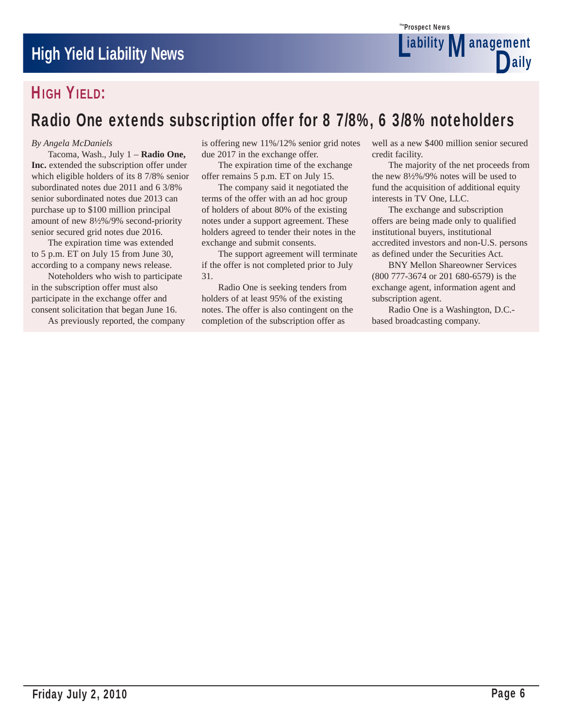## HIGH YIELD:

# Radio One extends subscription offer for 8 7/8%, 6 3/8% noteholders

*By Angela McDaniels*

Tacoma, Wash., July 1 – **Radio One, Inc.** extended the subscription offer under which eligible holders of its 8 7/8% senior subordinated notes due 2011 and 6 3/8% senior subordinated notes due 2013 can purchase up to $100 million principal amount of new 8½%/9% second-priority senior secured grid notes due 2016.

The expiration time was extended to 5 p.m. ET on July 15 from June 30, according to a company news release.

Noteholders who wish to participate in the subscription offer must also participate in the exchange offer and consent solicitation that began June 16.

As previously reported, the company is offering new 11%/12% senior grid notes due 2017 in the exchange offer.

The expiration time of the exchange offer remains 5 p.m. ET on July 15.

The company said it negotiated the terms of the offer with an ad hoc group of holders of about 80% of the existing notes under a support agreement. These holders agreed to tender their notes in the exchange and submit consents.

The support agreement will terminate if the offer is not completed prior to July 31.

Radio One is seeking tenders from holders of at least 95% of the existing notes. The offer is also contingent on the completion of the subscription offer as well as a new $400 million senior secured credit facility.

The majority of the net proceeds from the new 8½%/9% notes will be used to fund the acquisition of additional equity interests in TV One, LLC.

The exchange and subscription offers are being made only to qualified institutional buyers, institutional accredited investors and non-U.S. persons as defined under the Securities Act.

BNY Mellon Shareowner Services (800 777-3674 or 201 680-6579) is the exchange agent, information agent and subscription agent.

Radio One is a Washington, D.C.-based broadcasting company.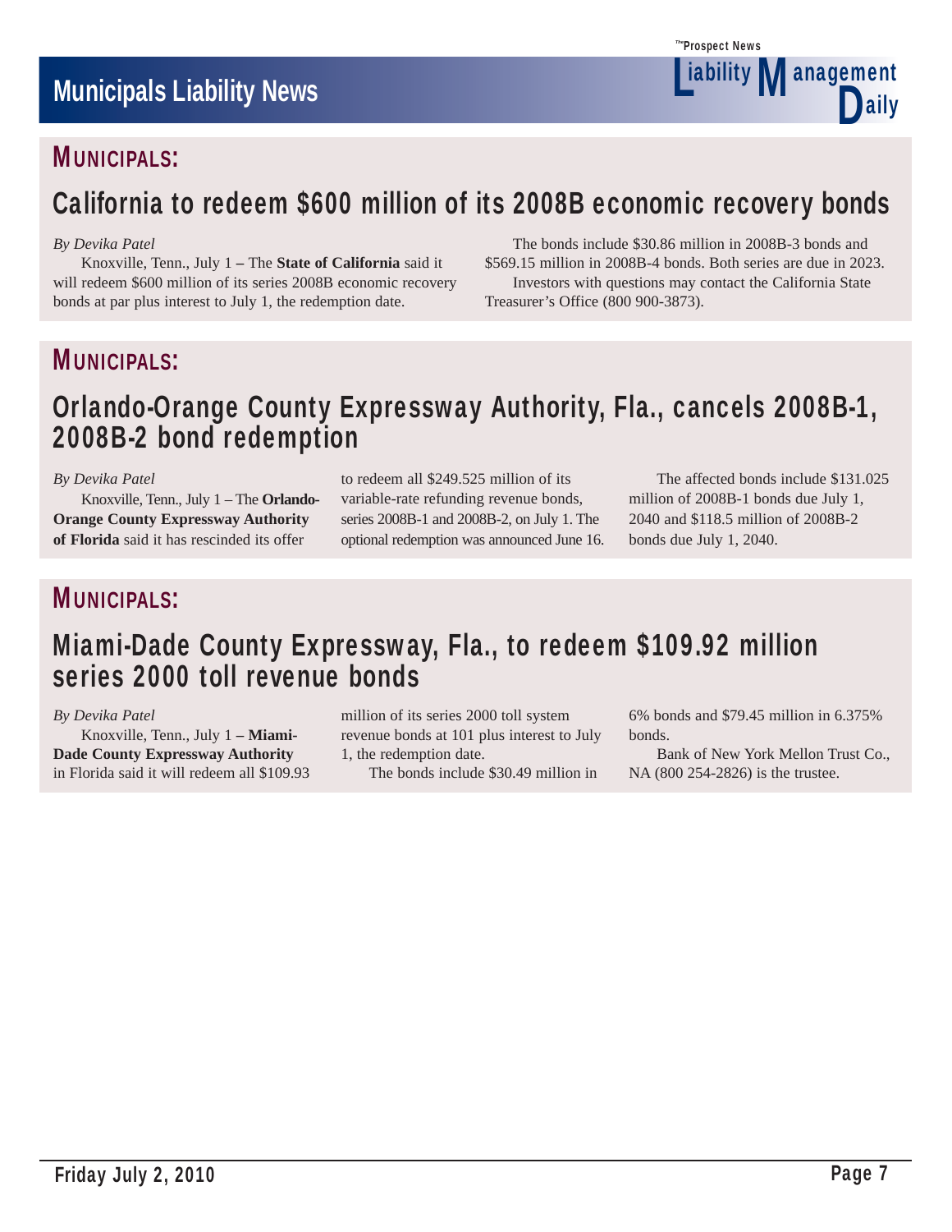## MUNICIPALS:

# California to redeem $600 million of its 2008B economic recovery bonds

*By Devika Patel*

Knoxville, Tenn., July 1 – The **State of California** said it will redeem $600 million of its series 2008B economic recovery bonds at par plus interest to July 1, the redemption date.

The bonds include $30.86 million in 2008B-3 bonds and $569.15 million in 2008B-4 bonds. Both series are due in 2023.

Investors with questions may contact the California State Treasurer's Office (800 900-3873).

## MUNICIPALS:

# Orlando-Orange County Expressway Authority, Fla., cancels 2008B-1, 2008B-2 bond redemption

*By Devika Patel*

Knoxville, Tenn., July 1 – The **Orlando-Orange County Expressway Authority of Florida** said it has rescinded its offer to redeem all $249.525 million of its variable-rate refunding revenue bonds, series 2008B-1 and 2008B-2, on July 1. The optional redemption was announced June 16.

The affected bonds include $131.025 million of 2008B-1 bonds due July 1, 2040 and $118.5 million of 2008B-2 bonds due July 1, 2040.

## MUNICIPALS:

# Miami-Dade County Expressway, Fla., to redeem $109.92 million series 2000 toll revenue bonds

*By Devika Patel*

Knoxville, Tenn., July 1 – **Miami-Dade County Expressway Authority** in Florida said it will redeem all $109.93 million of its series 2000 toll system revenue bonds at 101 plus interest to July 1, the redemption date.

The bonds include $30.49 million in 6% bonds and $79.45 million in 6.375% bonds.

Bank of New York Mellon Trust Co., NA (800 254-2826) is the trustee.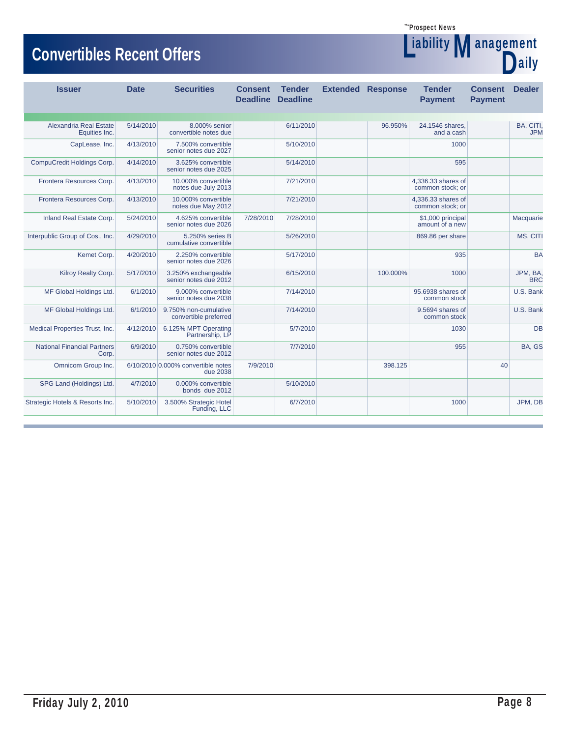# Convertibles Recent Offers

| Issuer | Date | Securities | Consent Deadline | Tender Deadline | Extended | Response | Tender Payment | Consent Payment | Dealer |
|---|---|---|---|---|---|---|---|---|---|
| Alexandria Real Estate Equities Inc. | 5/14/2010 | 8.000% senior convertible notes due | | 6/11/2010 | | 96.950% | 24.1546 shares, and a cash | | BA, CITI, JPM |
| CapLease, Inc. | 4/13/2010 | 7.500% convertible senior notes due 2027 | | 5/10/2010 | | | 1000 | | |
| CompuCredit Holdings Corp. | 4/14/2010 | 3.625% convertible senior notes due 2025 | | 5/14/2010 | | | 595 | | |
| Frontera Resources Corp. | 4/13/2010 | 10.000% convertible notes due July 2013 | | 7/21/2010 | | | 4,336.33 shares of common stock; or | | |
| Frontera Resources Corp. | 4/13/2010 | 10.000% convertible notes due May 2012 | | 7/21/2010 | | | 4,336.33 shares of common stock; or | | |
| Inland Real Estate Corp. | 5/24/2010 | 4.625% convertible senior notes due 2026 | 7/28/2010 | 7/28/2010 | | | $1,000 principal amount of a new | | Macquarie |
| Interpublic Group of Cos., Inc. | 4/29/2010 | 5.250% series B cumulative convertible | | 5/26/2010 | | | 869.86 per share | | MS, CITI |
| Kemet Corp. | 4/20/2010 | 2.250% convertible senior notes due 2026 | | 5/17/2010 | | | 935 | | BA |
| Kilroy Realty Corp. | 5/17/2010 | 3.250% exchangeable senior notes due 2012 | | 6/15/2010 | | 100.000% | 1000 | | JPM, BA, BRC |
| MF Global Holdings Ltd. | 6/1/2010 | 9.000% convertible senior notes due 2038 | | 7/14/2010 | | | 95.6938 shares of common stock | | U.S. Bank |
| MF Global Holdings Ltd. | 6/1/2010 | 9.750% non-cumulative convertible preferred | | 7/14/2010 | | | 9.5694 shares of common stock | | U.S. Bank |
| Medical Properties Trust, Inc. | 4/12/2010 | 6.125% MPT Operating Partnership, LP | | 5/7/2010 | | | 1030 | | DB |
| National Financial Partners Corp. | 6/9/2010 | 0.750% convertible senior notes due 2012 | | 7/7/2010 | | | 955 | | BA, GS |
| Omnicom Group Inc. | 6/10/2010 | 0.000% convertible notes due 2038 | 7/9/2010 | | | 398.125 | | 40 | |
| SPG Land (Holdings) Ltd. | 4/7/2010 | 0.000% convertible bonds due 2012 | | 5/10/2010 | | | | | |
| Strategic Hotels & Resorts Inc. | 5/10/2010 | 3.500% Strategic Hotel Funding, LLC | | 6/7/2010 | | | 1000 | | JPM, DB |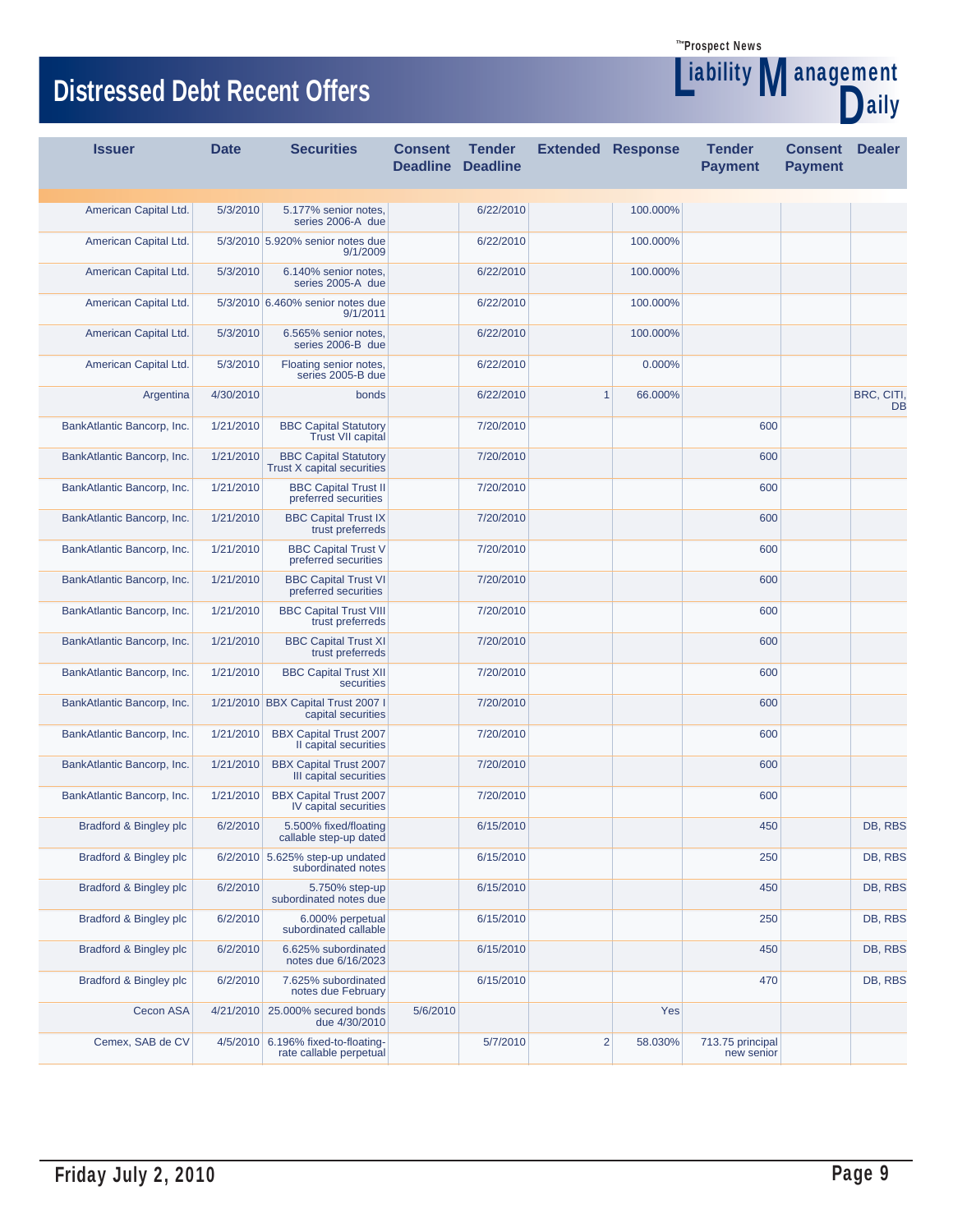# Distressed Debt Recent Offers

| Issuer | Date | Securities | Consent Deadline | Tender Deadline | Extended | Response | Tender Payment | Consent Payment | Dealer |
|---|---|---|---|---|---|---|---|---|---|
| American Capital Ltd. | 5/3/2010 | 5.177% senior notes, series 2006-A due | | 6/22/2010 | | 100.000% | | | |
| American Capital Ltd. | 5/3/2010 | 5.920% senior notes due 9/1/2009 | | 6/22/2010 | | 100.000% | | | |
| American Capital Ltd. | 5/3/2010 | 6.140% senior notes, series 2005-A due | | 6/22/2010 | | 100.000% | | | |
| American Capital Ltd. | 5/3/2010 | 6.460% senior notes due 9/1/2011 | | 6/22/2010 | | 100.000% | | | |
| American Capital Ltd. | 5/3/2010 | 6.565% senior notes, series 2006-B due | | 6/22/2010 | | 100.000% | | | |
| American Capital Ltd. | 5/3/2010 | Floating senior notes, series 2005-B due | | 6/22/2010 | | 0.000% | | | |
| Argentina | 4/30/2010 | bonds | | 6/22/2010 | 1 | 66.000% | | | BRC, CITI, DB |
| BankAtlantic Bancorp, Inc. | 1/21/2010 | BBC Capital Statutory Trust VII capital | | 7/20/2010 | | | 600 | | |
| BankAtlantic Bancorp, Inc. | 1/21/2010 | BBC Capital Statutory Trust X capital securities | | 7/20/2010 | | | 600 | | |
| BankAtlantic Bancorp, Inc. | 1/21/2010 | BBC Capital Trust II preferred securities | | 7/20/2010 | | | 600 | | |
| BankAtlantic Bancorp, Inc. | 1/21/2010 | BBC Capital Trust IX trust preferreds | | 7/20/2010 | | | 600 | | |
| BankAtlantic Bancorp, Inc. | 1/21/2010 | BBC Capital Trust V preferred securities | | 7/20/2010 | | | 600 | | |
| BankAtlantic Bancorp, Inc. | 1/21/2010 | BBC Capital Trust VI preferred securities | | 7/20/2010 | | | 600 | | |
| BankAtlantic Bancorp, Inc. | 1/21/2010 | BBC Capital Trust VIII trust preferreds | | 7/20/2010 | | | 600 | | |
| BankAtlantic Bancorp, Inc. | 1/21/2010 | BBC Capital Trust XI trust preferreds | | 7/20/2010 | | | 600 | | |
| BankAtlantic Bancorp, Inc. | 1/21/2010 | BBC Capital Trust XII securities | | 7/20/2010 | | | 600 | | |
| BankAtlantic Bancorp, Inc. | 1/21/2010 | BBX Capital Trust 2007 I capital securities | | 7/20/2010 | | | 600 | | |
| BankAtlantic Bancorp, Inc. | 1/21/2010 | BBX Capital Trust 2007 II capital securities | | 7/20/2010 | | | 600 | | |
| BankAtlantic Bancorp, Inc. | 1/21/2010 | BBX Capital Trust 2007 III capital securities | | 7/20/2010 | | | 600 | | |
| BankAtlantic Bancorp, Inc. | 1/21/2010 | BBX Capital Trust 2007 IV capital securities | | 7/20/2010 | | | 600 | | |
| Bradford & Bingley plc | 6/2/2010 | 5.500% fixed/floating callable step-up dated | | 6/15/2010 | | | 450 | | DB, RBS |
| Bradford & Bingley plc | 6/2/2010 | 5.625% step-up undated subordinated notes | | 6/15/2010 | | | 250 | | DB, RBS |
| Bradford & Bingley plc | 6/2/2010 | 5.750% step-up subordinated notes due | | 6/15/2010 | | | 450 | | DB, RBS |
| Bradford & Bingley plc | 6/2/2010 | 6.000% perpetual subordinated callable | | 6/15/2010 | | | 250 | | DB, RBS |
| Bradford & Bingley plc | 6/2/2010 | 6.625% subordinated notes due 6/16/2023 | | 6/15/2010 | | | 450 | | DB, RBS |
| Bradford & Bingley plc | 6/2/2010 | 7.625% subordinated notes due February | | 6/15/2010 | | | 470 | | DB, RBS |
| Cecon ASA | 4/21/2010 | 25.000% secured bonds due 4/30/2010 | 5/6/2010 | | | Yes | | | |
| Cemex, SAB de CV | 4/5/2010 | 6.196% fixed-to-floating-rate callable perpetual | | 5/7/2010 | 2 | 58.030% | 713.75 principal new senior | | |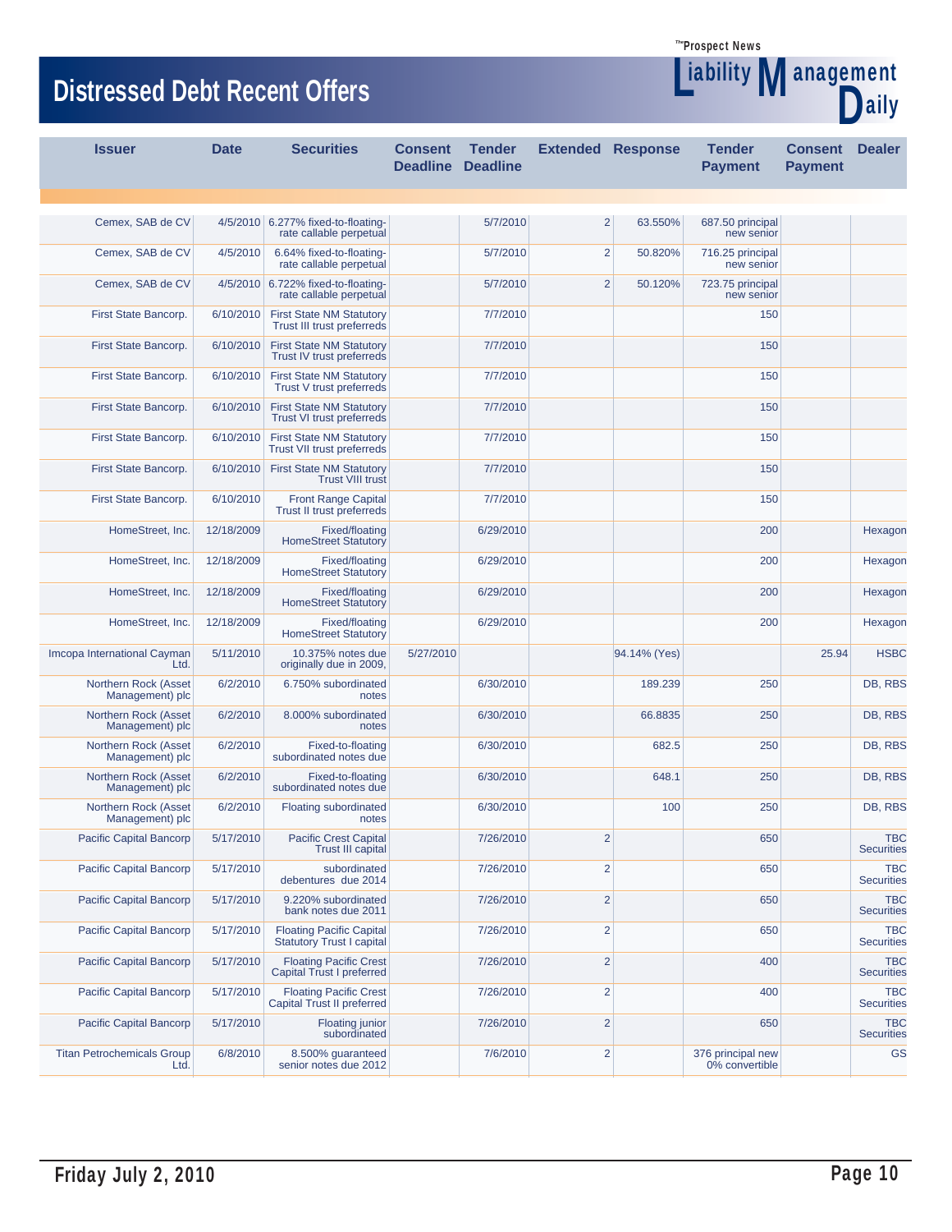# Distressed Debt Recent Offers

| Issuer | Date | Securities | Consent Deadline | Tender Deadline | Extended | Response | Tender Payment | Consent Payment | Dealer |
|---|---|---|---|---|---|---|---|---|---|
| Cemex, SAB de CV | 4/5/2010 | 6.277% fixed-to-floating-rate callable perpetual | | 5/7/2010 | 2 | 63.550% | 687.50 principal new senior | | |
| Cemex, SAB de CV | 4/5/2010 | 6.64% fixed-to-floating-rate callable perpetual | | 5/7/2010 | 2 | 50.820% | 716.25 principal new senior | | |
| Cemex, SAB de CV | 4/5/2010 | 6.722% fixed-to-floating-rate callable perpetual | | 5/7/2010 | 2 | 50.120% | 723.75 principal new senior | | |
| First State Bancorp. | 6/10/2010 | First State NM Statutory Trust III trust preferreds | | 7/7/2010 | | | 150 | | |
| First State Bancorp. | 6/10/2010 | First State NM Statutory Trust IV trust preferreds | | 7/7/2010 | | | 150 | | |
| First State Bancorp. | 6/10/2010 | First State NM Statutory Trust V trust preferreds | | 7/7/2010 | | | 150 | | |
| First State Bancorp. | 6/10/2010 | First State NM Statutory Trust VI trust preferreds | | 7/7/2010 | | | 150 | | |
| First State Bancorp. | 6/10/2010 | First State NM Statutory Trust VII trust preferreds | | 7/7/2010 | | | 150 | | |
| First State Bancorp. | 6/10/2010 | First State NM Statutory Trust VIII trust | | 7/7/2010 | | | 150 | | |
| First State Bancorp. | 6/10/2010 | Front Range Capital Trust II trust preferreds | | 7/7/2010 | | | 150 | | |
| HomeStreet, Inc. | 12/18/2009 | Fixed/floating HomeStreet Statutory | | 6/29/2010 | | | 200 | | Hexagon |
| HomeStreet, Inc. | 12/18/2009 | Fixed/floating HomeStreet Statutory | | 6/29/2010 | | | 200 | | Hexagon |
| HomeStreet, Inc. | 12/18/2009 | Fixed/floating HomeStreet Statutory | | 6/29/2010 | | | 200 | | Hexagon |
| HomeStreet, Inc. | 12/18/2009 | Fixed/floating HomeStreet Statutory | | 6/29/2010 | | | 200 | | Hexagon |
| Imcopa International Cayman Ltd. | 5/11/2010 | 10.375% notes due originally due in 2009, | 5/27/2010 | | | 94.14% (Yes) | | 25.94 | HSBC |
| Northern Rock (Asset Management) plc | 6/2/2010 | 6.750% subordinated notes | | 6/30/2010 | | 189.239 | 250 | | DB, RBS |
| Northern Rock (Asset Management) plc | 6/2/2010 | 8.000% subordinated notes | | 6/30/2010 | | 66.8835 | 250 | | DB, RBS |
| Northern Rock (Asset Management) plc | 6/2/2010 | Fixed-to-floating subordinated notes due | | 6/30/2010 | | 682.5 | 250 | | DB, RBS |
| Northern Rock (Asset Management) plc | 6/2/2010 | Fixed-to-floating subordinated notes due | | 6/30/2010 | | 648.1 | 250 | | DB, RBS |
| Northern Rock (Asset Management) plc | 6/2/2010 | Floating subordinated notes | | 6/30/2010 | | 100 | 250 | | DB, RBS |
| Pacific Capital Bancorp | 5/17/2010 | Pacific Crest Capital Trust III capital | | 7/26/2010 | 2 | | 650 | | TBC Securities |
| Pacific Capital Bancorp | 5/17/2010 | subordinated debentures due 2014 | | 7/26/2010 | 2 | | 650 | | TBC Securities |
| Pacific Capital Bancorp | 5/17/2010 | 9.220% subordinated bank notes due 2011 | | 7/26/2010 | 2 | | 650 | | TBC Securities |
| Pacific Capital Bancorp | 5/17/2010 | Floating Pacific Capital Statutory Trust I capital | | 7/26/2010 | 2 | | 650 | | TBC Securities |
| Pacific Capital Bancorp | 5/17/2010 | Floating Pacific Crest Capital Trust I preferred | | 7/26/2010 | 2 | | 400 | | TBC Securities |
| Pacific Capital Bancorp | 5/17/2010 | Floating Pacific Crest Capital Trust II preferred | | 7/26/2010 | 2 | | 400 | | TBC Securities |
| Pacific Capital Bancorp | 5/17/2010 | Floating junior subordinated | | 7/26/2010 | 2 | | 650 | | TBC Securities |
| Titan Petrochemicals Group Ltd. | 6/8/2010 | 8.500% guaranteed senior notes due 2012 | | 7/6/2010 | 2 | | 376 principal new 0% convertible | | GS |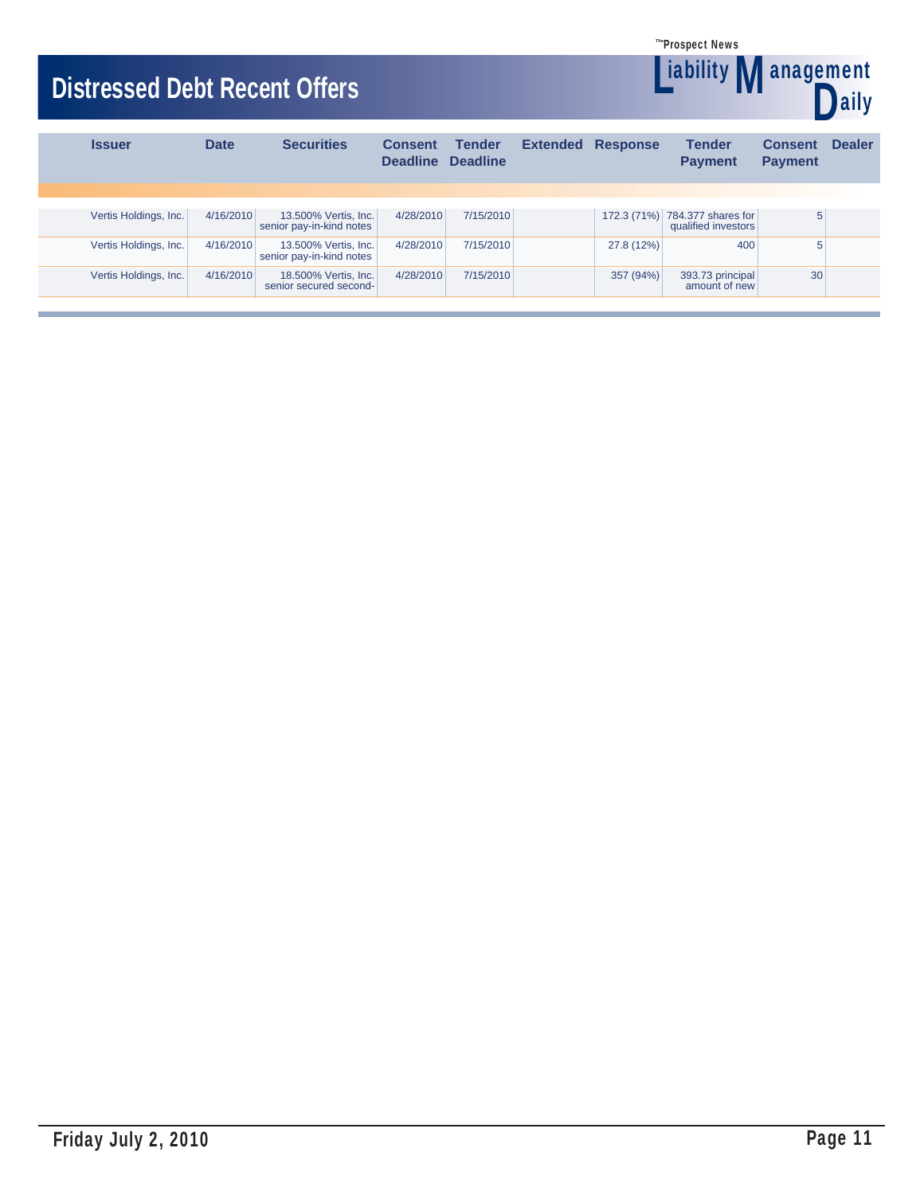# Distressed Debt Recent Offers

| Issuer | Date | Securities | Consent Deadline | Tender Deadline | Extended | Response | Tender Payment | Consent Payment | Dealer |
|---|---|---|---|---|---|---|---|---|---|
| Vertis Holdings, Inc. | 4/16/2010 | 13.500% Vertis, Inc. senior pay-in-kind notes | 4/28/2010 | 7/15/2010 | | 172.3 (71%) | 784.377 shares for qualified investors | 5 | |
| Vertis Holdings, Inc. | 4/16/2010 | 13.500% Vertis, Inc. senior pay-in-kind notes | 4/28/2010 | 7/15/2010 | | 27.8 (12%) | 400 | 5 | |
| Vertis Holdings, Inc. | 4/16/2010 | 18.500% Vertis, Inc. senior secured second- | 4/28/2010 | 7/15/2010 | | 357 (94%) | 393.73 principal amount of new | 30 | |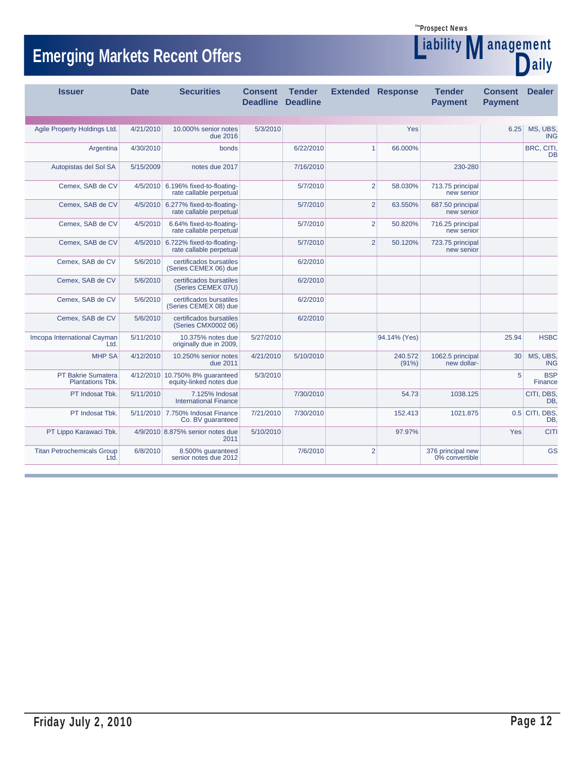# Emerging Markets Recent Offers

| Issuer | Date | Securities | Consent Deadline | Tender Deadline | Extended | Response | Tender Payment | Consent Payment | Dealer |
|---|---|---|---|---|---|---|---|---|---|
| Agile Property Holdings Ltd. | 4/21/2010 | 10.000% senior notes due 2016 | 5/3/2010 | | | Yes | | 6.25 | MS, UBS, ING |
| Argentina | 4/30/2010 | bonds | | 6/22/2010 | 1 | 66.000% | | | BRC, CITI, DB |
| Autopistas del Sol SA | 5/15/2009 | notes due 2017 | | 7/16/2010 | | | 230-280 | | |
| Cemex, SAB de CV | 4/5/2010 | 6.196% fixed-to-floating-rate callable perpetual | | 5/7/2010 | 2 | 58.030% | 713.75 principal new senior | | |
| Cemex, SAB de CV | 4/5/2010 | 6.277% fixed-to-floating-rate callable perpetual | | 5/7/2010 | 2 | 63.550% | 687.50 principal new senior | | |
| Cemex, SAB de CV | 4/5/2010 | 6.64% fixed-to-floating-rate callable perpetual | | 5/7/2010 | 2 | 50.820% | 716.25 principal new senior | | |
| Cemex, SAB de CV | 4/5/2010 | 6.722% fixed-to-floating-rate callable perpetual | | 5/7/2010 | 2 | 50.120% | 723.75 principal new senior | | |
| Cemex, SAB de CV | 5/6/2010 | certificados bursatiles (Series CEMEX 06) due | | 6/2/2010 | | | | | |
| Cemex, SAB de CV | 5/6/2010 | certificados bursatiles (Series CEMEX 07U) | | 6/2/2010 | | | | | |
| Cemex, SAB de CV | 5/6/2010 | certificados bursatiles (Series CEMEX 08) due | | 6/2/2010 | | | | | |
| Cemex, SAB de CV | 5/6/2010 | certificados bursatiles (Series CMX0002 06) | | 6/2/2010 | | | | | |
| Imcopa International Cayman Ltd. | 5/11/2010 | 10.375% notes due originally due in 2009, | 5/27/2010 | | | 94.14% (Yes) | | 25.94 | HSBC |
| MHP SA | 4/12/2010 | 10.250% senior notes due 2011 | 4/21/2010 | 5/10/2010 | | 240.572 (91%) | 1062.5 principal new dollar- | 30 | MS, UBS, ING |
| PT Bakrie Sumatera Plantations Tbk. | 4/12/2010 | 10.750% 8% guaranteed equity-linked notes due | 5/3/2010 | | | | | 5 | BSP Finance |
| PT Indosat Tbk. | 5/11/2010 | 7.125% Indosat International Finance | | 7/30/2010 | | 54.73 | 1038.125 | | CITI, DBS, DB, |
| PT Indosat Tbk. | 5/11/2010 | 7.750% Indosat Finance Co. BV guaranteed | 7/21/2010 | 7/30/2010 | | 152.413 | 1021.875 | 0.5 | CITI, DBS, DB, |
| PT Lippo Karawaci Tbk. | 4/9/2010 | 8.875% senior notes due 2011 | 5/10/2010 | | | 97.97% | | Yes | CITI |
| Titan Petrochemicals Group Ltd. | 6/8/2010 | 8.500% guaranteed senior notes due 2012 | | 7/6/2010 | 2 | | 376 principal new 0% convertible | | GS |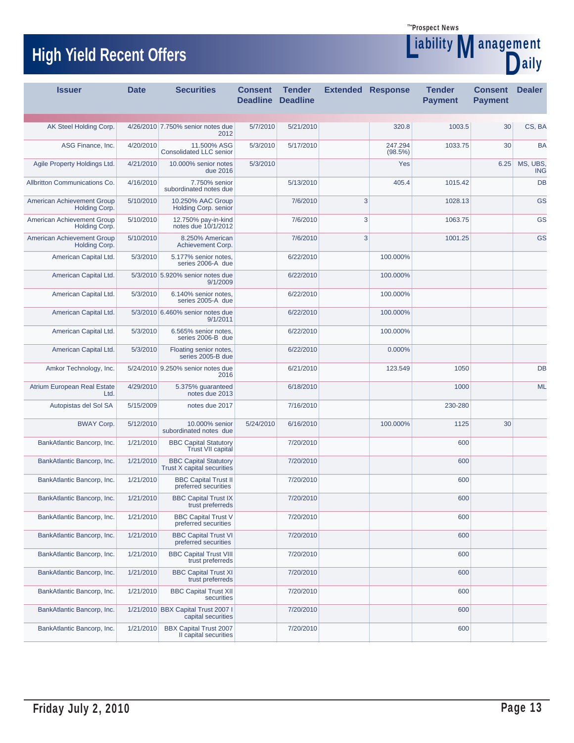# High Yield Recent Offers

| Issuer | Date | Securities | Consent Deadline | Tender Deadline | Extended | Response | Tender Payment | Consent Payment | Dealer |
|---|---|---|---|---|---|---|---|---|---|
| AK Steel Holding Corp. | 4/26/2010 | 7.750% senior notes due 2012 | 5/7/2010 | 5/21/2010 | | 320.8 | 1003.5 | 30 | CS, BA |
| ASG Finance, Inc. | 4/20/2010 | 11.500% ASG Consolidated LLC senior | 5/3/2010 | 5/17/2010 | | 247.294 (98.5%) | 1033.75 | 30 | BA |
| Agile Property Holdings Ltd. | 4/21/2010 | 10.000% senior notes due 2016 | 5/3/2010 | | | Yes | | 6.25 | MS, UBS, ING |
| Allbritton Communications Co. | 4/16/2010 | 7.750% senior subordinated notes due | | 5/13/2010 | | 405.4 | 1015.42 | | DB |
| American Achievement Group Holding Corp. | 5/10/2010 | 10.250% AAC Group Holding Corp. senior | | 7/6/2010 | 3 | | 1028.13 | | GS |
| American Achievement Group Holding Corp. | 5/10/2010 | 12.750% pay-in-kind notes due 10/1/2012 | | 7/6/2010 | 3 | | 1063.75 | | GS |
| American Achievement Group Holding Corp. | 5/10/2010 | 8.250% American Achievement Corp. | | 7/6/2010 | 3 | | 1001.25 | | GS |
| American Capital Ltd. | 5/3/2010 | 5.177% senior notes, series 2006-A due | | 6/22/2010 | | 100.000% | | | |
| American Capital Ltd. | 5/3/2010 | 5.920% senior notes due 9/1/2009 | | 6/22/2010 | | 100.000% | | | |
| American Capital Ltd. | 5/3/2010 | 6.140% senior notes, series 2005-A due | | 6/22/2010 | | 100.000% | | | |
| American Capital Ltd. | 5/3/2010 | 6.460% senior notes due 9/1/2011 | | 6/22/2010 | | 100.000% | | | |
| American Capital Ltd. | 5/3/2010 | 6.565% senior notes, series 2006-B due | | 6/22/2010 | | 100.000% | | | |
| American Capital Ltd. | 5/3/2010 | Floating senior notes, series 2005-B due | | 6/22/2010 | | 0.000% | | | |
| Amkor Technology, Inc. | 5/24/2010 | 9.250% senior notes due 2016 | | 6/21/2010 | | 123.549 | 1050 | | DB |
| Atrium European Real Estate Ltd. | 4/29/2010 | 5.375% guaranteed notes due 2013 | | 6/18/2010 | | | 1000 | | ML |
| Autopistas del Sol SA | 5/15/2009 | notes due 2017 | | 7/16/2010 | | | 230-280 | | |
| BWAY Corp. | 5/12/2010 | 10.000% senior subordinated notes due | 5/24/2010 | 6/16/2010 | | 100.000% | 1125 | 30 | |
| BankAtlantic Bancorp, Inc. | 1/21/2010 | BBC Capital Statutory Trust VII capital | | 7/20/2010 | | | 600 | | |
| BankAtlantic Bancorp, Inc. | 1/21/2010 | BBC Capital Statutory Trust X capital securities | | 7/20/2010 | | | 600 | | |
| BankAtlantic Bancorp, Inc. | 1/21/2010 | BBC Capital Trust II preferred securities | | 7/20/2010 | | | 600 | | |
| BankAtlantic Bancorp, Inc. | 1/21/2010 | BBC Capital Trust IX trust preferreds | | 7/20/2010 | | | 600 | | |
| BankAtlantic Bancorp, Inc. | 1/21/2010 | BBC Capital Trust V preferred securities | | 7/20/2010 | | | 600 | | |
| BankAtlantic Bancorp, Inc. | 1/21/2010 | BBC Capital Trust VI preferred securities | | 7/20/2010 | | | 600 | | |
| BankAtlantic Bancorp, Inc. | 1/21/2010 | BBC Capital Trust VIII trust preferreds | | 7/20/2010 | | | 600 | | |
| BankAtlantic Bancorp, Inc. | 1/21/2010 | BBC Capital Trust XI trust preferreds | | 7/20/2010 | | | 600 | | |
| BankAtlantic Bancorp, Inc. | 1/21/2010 | BBC Capital Trust XII securities | | 7/20/2010 | | | 600 | | |
| BankAtlantic Bancorp, Inc. | 1/21/2010 | BBX Capital Trust 2007 I capital securities | | 7/20/2010 | | | 600 | | |
| BankAtlantic Bancorp, Inc. | 1/21/2010 | BBX Capital Trust 2007 II capital securities | | 7/20/2010 | | | 600 | | |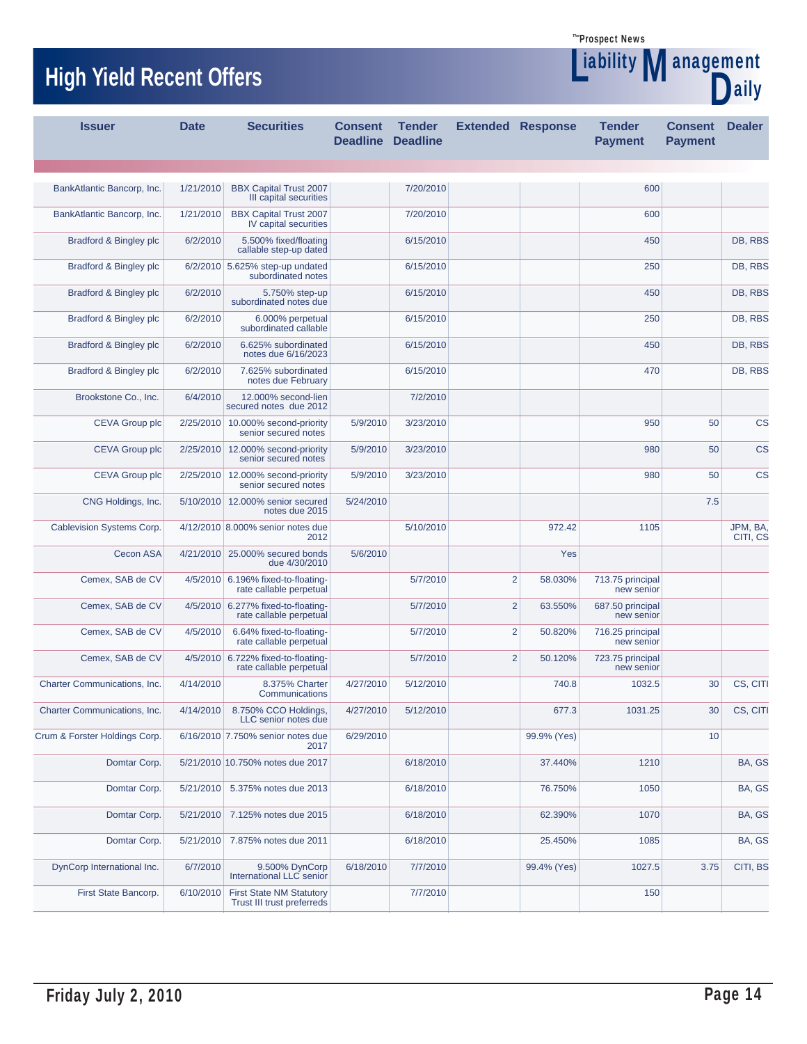# High Yield Recent Offers

| Issuer | Date | Securities | Consent Deadline | Tender Deadline | Extended | Response | Tender Payment | Consent Payment | Dealer |
|---|---|---|---|---|---|---|---|---|---|
| BankAtlantic Bancorp, Inc. | 1/21/2010 | BBX Capital Trust 2007 III capital securities | | 7/20/2010 | | | 600 | | |
| BankAtlantic Bancorp, Inc. | 1/21/2010 | BBX Capital Trust 2007 IV capital securities | | 7/20/2010 | | | 600 | | |
| Bradford & Bingley plc | 6/2/2010 | 5.500% fixed/floating callable step-up dated | | 6/15/2010 | | | 450 | | DB, RBS |
| Bradford & Bingley plc | 6/2/2010 | 5.625% step-up undated subordinated notes | | 6/15/2010 | | | 250 | | DB, RBS |
| Bradford & Bingley plc | 6/2/2010 | 5.750% step-up subordinated notes due | | 6/15/2010 | | | 450 | | DB, RBS |
| Bradford & Bingley plc | 6/2/2010 | 6.000% perpetual subordinated callable | | 6/15/2010 | | | 250 | | DB, RBS |
| Bradford & Bingley plc | 6/2/2010 | 6.625% subordinated notes due 6/16/2023 | | 6/15/2010 | | | 450 | | DB, RBS |
| Bradford & Bingley plc | 6/2/2010 | 7.625% subordinated notes due February | | 6/15/2010 | | | 470 | | DB, RBS |
| Brookstone Co., Inc. | 6/4/2010 | 12.000% second-lien secured notes due 2012 | | 7/2/2010 | | | | | |
| CEVA Group plc | 2/25/2010 | 10.000% second-priority senior secured notes | 5/9/2010 | 3/23/2010 | | | 950 | 50 | CS |
| CEVA Group plc | 2/25/2010 | 12.000% second-priority senior secured notes | 5/9/2010 | 3/23/2010 | | | 980 | 50 | CS |
| CEVA Group plc | 2/25/2010 | 12.000% second-priority senior secured notes | 5/9/2010 | 3/23/2010 | | | 980 | 50 | CS |
| CNG Holdings, Inc. | 5/10/2010 | 12.000% senior secured notes due 2015 | 5/24/2010 | | | | | 7.5 | |
| Cablevision Systems Corp. | 4/12/2010 | 8.000% senior notes due 2012 | | 5/10/2010 | | 972.42 | 1105 | | JPM, BA, CITI, CS |
| Cecon ASA | 4/21/2010 | 25.000% secured bonds due 4/30/2010 | 5/6/2010 | | | Yes | | | |
| Cemex, SAB de CV | 4/5/2010 | 6.196% fixed-to-floating-rate callable perpetual | | 5/7/2010 | 2 | 58.030% | 713.75 principal new senior | | |
| Cemex, SAB de CV | 4/5/2010 | 6.277% fixed-to-floating-rate callable perpetual | | 5/7/2010 | 2 | 63.550% | 687.50 principal new senior | | |
| Cemex, SAB de CV | 4/5/2010 | 6.64% fixed-to-floating-rate callable perpetual | | 5/7/2010 | 2 | 50.820% | 716.25 principal new senior | | |
| Cemex, SAB de CV | 4/5/2010 | 6.722% fixed-to-floating-rate callable perpetual | | 5/7/2010 | 2 | 50.120% | 723.75 principal new senior | | |
| Charter Communications, Inc. | 4/14/2010 | 8.375% Charter Communications | 4/27/2010 | 5/12/2010 | | 740.8 | 1032.5 | 30 | CS, CITI |
| Charter Communications, Inc. | 4/14/2010 | 8.750% CCO Holdings, LLC senior notes due | 4/27/2010 | 5/12/2010 | | 677.3 | 1031.25 | 30 | CS, CITI |
| Crum & Forster Holdings Corp. | 6/16/2010 | 7.750% senior notes due 2017 | 6/29/2010 | | | 99.9% (Yes) | | 10 | |
| Domtar Corp. | 5/21/2010 | 10.750% notes due 2017 | | 6/18/2010 | | 37.440% | 1210 | | BA, GS |
| Domtar Corp. | 5/21/2010 | 5.375% notes due 2013 | | 6/18/2010 | | 76.750% | 1050 | | BA, GS |
| Domtar Corp. | 5/21/2010 | 7.125% notes due 2015 | | 6/18/2010 | | 62.390% | 1070 | | BA, GS |
| Domtar Corp. | 5/21/2010 | 7.875% notes due 2011 | | 6/18/2010 | | 25.450% | 1085 | | BA, GS |
| DynCorp International Inc. | 6/7/2010 | 9.500% DynCorp International LLC senior | 6/18/2010 | 7/7/2010 | | 99.4% (Yes) | 1027.5 | 3.75 | CITI, BS |
| First State Bancorp. | 6/10/2010 | First State NM Statutory Trust III trust preferreds | | 7/7/2010 | | | 150 | | |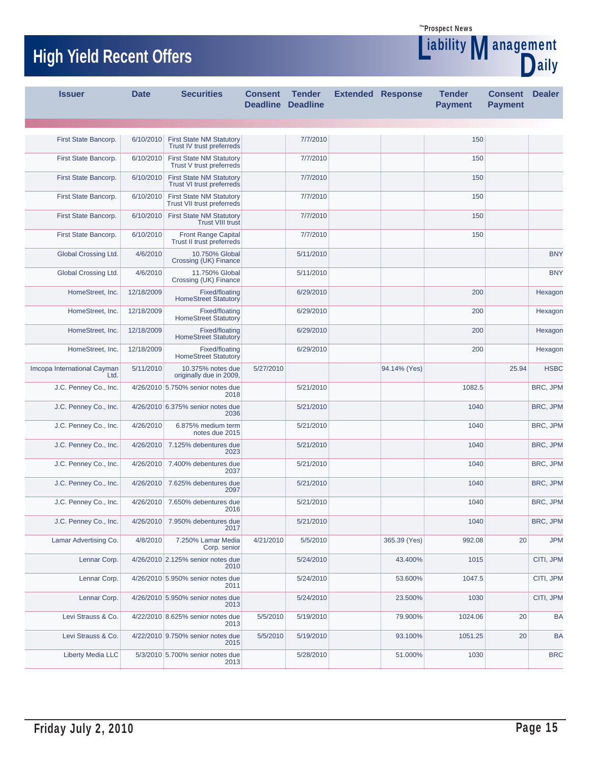# High Yield Recent Offers

| Issuer | Date | Securities | Consent Deadline | Tender Deadline | Extended | Response | Tender Payment | Consent Payment | Dealer |
|---|---|---|---|---|---|---|---|---|---|
| First State Bancorp. | 6/10/2010 | First State NM Statutory Trust IV trust preferreds | | 7/7/2010 | | | 150 | | |
| First State Bancorp. | 6/10/2010 | First State NM Statutory Trust V trust preferreds | | 7/7/2010 | | | 150 | | |
| First State Bancorp. | 6/10/2010 | First State NM Statutory Trust VI trust preferreds | | 7/7/2010 | | | 150 | | |
| First State Bancorp. | 6/10/2010 | First State NM Statutory Trust VII trust preferreds | | 7/7/2010 | | | 150 | | |
| First State Bancorp. | 6/10/2010 | First State NM Statutory Trust VIII trust | | 7/7/2010 | | | 150 | | |
| First State Bancorp. | 6/10/2010 | Front Range Capital Trust II trust preferreds | | 7/7/2010 | | | 150 | | |
| Global Crossing Ltd. | 4/6/2010 | 10.750% Global Crossing (UK) Finance | | 5/11/2010 | | | | | BNY |
| Global Crossing Ltd. | 4/6/2010 | 11.750% Global Crossing (UK) Finance | | 5/11/2010 | | | | | BNY |
| HomeStreet, Inc. | 12/18/2009 | Fixed/floating HomeStreet Statutory | | 6/29/2010 | | | 200 | | Hexagon |
| HomeStreet, Inc. | 12/18/2009 | Fixed/floating HomeStreet Statutory | | 6/29/2010 | | | 200 | | Hexagon |
| HomeStreet, Inc. | 12/18/2009 | Fixed/floating HomeStreet Statutory | | 6/29/2010 | | | 200 | | Hexagon |
| HomeStreet, Inc. | 12/18/2009 | Fixed/floating HomeStreet Statutory | | 6/29/2010 | | | 200 | | Hexagon |
| Imcopa International Cayman Ltd. | 5/11/2010 | 10.375% notes due originally due in 2009, | 5/27/2010 | | | 94.14% (Yes) | | 25.94 | HSBC |
| J.C. Penney Co., Inc. | 4/26/2010 | 5.750% senior notes due 2018 | | 5/21/2010 | | | 1082.5 | | BRC, JPM |
| J.C. Penney Co., Inc. | 4/26/2010 | 6.375% senior notes due 2036 | | 5/21/2010 | | | 1040 | | BRC, JPM |
| J.C. Penney Co., Inc. | 4/26/2010 | 6.875% medium term notes due 2015 | | 5/21/2010 | | | 1040 | | BRC, JPM |
| J.C. Penney Co., Inc. | 4/26/2010 | 7.125% debentures due 2023 | | 5/21/2010 | | | 1040 | | BRC, JPM |
| J.C. Penney Co., Inc. | 4/26/2010 | 7.400% debentures due 2037 | | 5/21/2010 | | | 1040 | | BRC, JPM |
| J.C. Penney Co., Inc. | 4/26/2010 | 7.625% debentures due 2097 | | 5/21/2010 | | | 1040 | | BRC, JPM |
| J.C. Penney Co., Inc. | 4/26/2010 | 7.650% debentures due 2016 | | 5/21/2010 | | | 1040 | | BRC, JPM |
| J.C. Penney Co., Inc. | 4/26/2010 | 7.950% debentures due 2017 | | 5/21/2010 | | | 1040 | | BRC, JPM |
| Lamar Advertising Co. | 4/8/2010 | 7.250% Lamar Media Corp. senior | 4/21/2010 | 5/5/2010 | | 365.39 (Yes) | 992.08 | 20 | JPM |
| Lennar Corp. | 4/26/2010 | 2.125% senior notes due 2010 | | 5/24/2010 | | 43.400% | 1015 | | CITI, JPM |
| Lennar Corp. | 4/26/2010 | 5.950% senior notes due 2011 | | 5/24/2010 | | 53.600% | 1047.5 | | CITI, JPM |
| Lennar Corp. | 4/26/2010 | 5.950% senior notes due 2013 | | 5/24/2010 | | 23.500% | 1030 | | CITI, JPM |
| Levi Strauss & Co. | 4/22/2010 | 8.625% senior notes due 2013 | 5/5/2010 | 5/19/2010 | | 79.900% | 1024.06 | 20 | BA |
| Levi Strauss & Co. | 4/22/2010 | 9.750% senior notes due 2015 | 5/5/2010 | 5/19/2010 | | 93.100% | 1051.25 | 20 | BA |
| Liberty Media LLC | 5/3/2010 | 5.700% senior notes due 2013 | | 5/28/2010 | | 51.000% | 1030 | | BRC |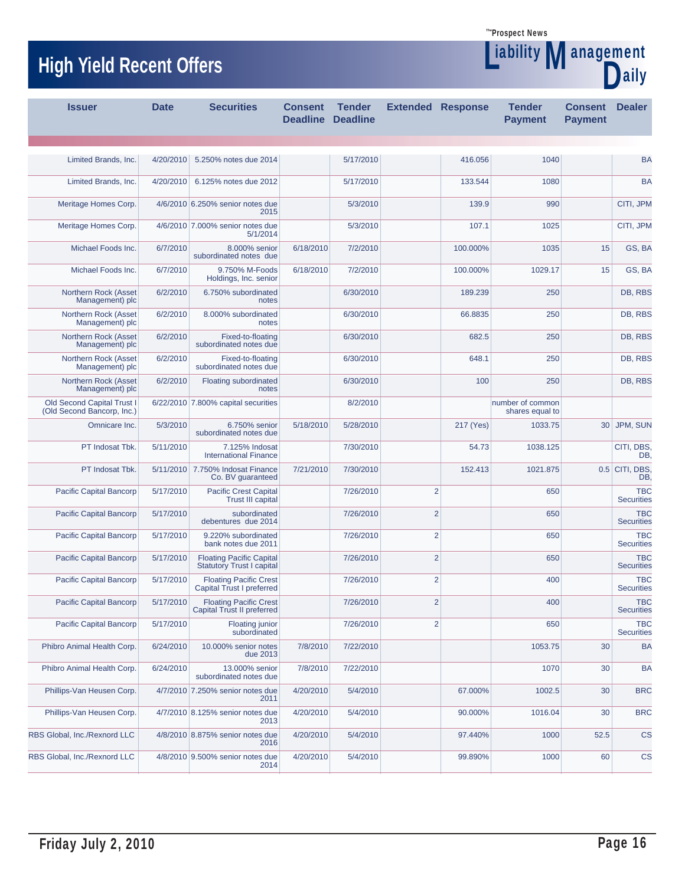# High Yield Recent Offers

| Issuer | Date | Securities | Consent Deadline | Tender Deadline | Extended | Response | Tender Payment | Consent Payment | Dealer |
|---|---|---|---|---|---|---|---|---|---|
| Limited Brands, Inc. | 4/20/2010 | 5.250% notes due 2014 | | 5/17/2010 | | 416.056 | 1040 | | BA |
| Limited Brands, Inc. | 4/20/2010 | 6.125% notes due 2012 | | 5/17/2010 | | 133.544 | 1080 | | BA |
| Meritage Homes Corp. | 4/6/2010 | 6.250% senior notes due 2015 | | 5/3/2010 | | 139.9 | 990 | | CITI, JPM |
| Meritage Homes Corp. | 4/6/2010 | 7.000% senior notes due 5/1/2014 | | 5/3/2010 | | 107.1 | 1025 | | CITI, JPM |
| Michael Foods Inc. | 6/7/2010 | 8.000% senior subordinated notes due | 6/18/2010 | 7/2/2010 | | 100.000% | 1035 | 15 | GS, BA |
| Michael Foods Inc. | 6/7/2010 | 9.750% M-Foods Holdings, Inc. senior | 6/18/2010 | 7/2/2010 | | 100.000% | 1029.17 | 15 | GS, BA |
| Northern Rock (Asset Management) plc | 6/2/2010 | 6.750% subordinated notes | | 6/30/2010 | | 189.239 | 250 | | DB, RBS |
| Northern Rock (Asset Management) plc | 6/2/2010 | 8.000% subordinated notes | | 6/30/2010 | | 66.8835 | 250 | | DB, RBS |
| Northern Rock (Asset Management) plc | 6/2/2010 | Fixed-to-floating subordinated notes due | | 6/30/2010 | | 682.5 | 250 | | DB, RBS |
| Northern Rock (Asset Management) plc | 6/2/2010 | Fixed-to-floating subordinated notes due | | 6/30/2010 | | 648.1 | 250 | | DB, RBS |
| Northern Rock (Asset Management) plc | 6/2/2010 | Floating subordinated notes | | 6/30/2010 | | 100 | 250 | | DB, RBS |
| Old Second Capital Trust I (Old Second Bancorp, Inc.) | 6/22/2010 | 7.800% capital securities | | 8/2/2010 | | | number of common shares equal to | | |
| Omnicare Inc. | 5/3/2010 | 6.750% senior subordinated notes due | 5/18/2010 | 5/28/2010 | | 217 (Yes) | 1033.75 | 30 | JPM, SUN |
| PT Indosat Tbk. | 5/11/2010 | 7.125% Indosat International Finance | | 7/30/2010 | | 54.73 | 1038.125 | | CITI, DBS, DB, |
| PT Indosat Tbk. | 5/11/2010 | 7.750% Indosat Finance Co. BV guaranteed | 7/21/2010 | 7/30/2010 | | 152.413 | 1021.875 | 0.5 | CITI, DBS, DB, |
| Pacific Capital Bancorp | 5/17/2010 | Pacific Crest Capital Trust III capital | | 7/26/2010 | 2 | | 650 | | TBC Securities |
| Pacific Capital Bancorp | 5/17/2010 | subordinated debentures due 2014 | | 7/26/2010 | 2 | | 650 | | TBC Securities |
| Pacific Capital Bancorp | 5/17/2010 | 9.220% subordinated bank notes due 2011 | | 7/26/2010 | 2 | | 650 | | TBC Securities |
| Pacific Capital Bancorp | 5/17/2010 | Floating Pacific Capital Statutory Trust I capital | | 7/26/2010 | 2 | | 650 | | TBC Securities |
| Pacific Capital Bancorp | 5/17/2010 | Floating Pacific Crest Capital Trust I preferred | | 7/26/2010 | 2 | | 400 | | TBC Securities |
| Pacific Capital Bancorp | 5/17/2010 | Floating Pacific Crest Capital Trust II preferred | | 7/26/2010 | 2 | | 400 | | TBC Securities |
| Pacific Capital Bancorp | 5/17/2010 | Floating junior subordinated | | 7/26/2010 | 2 | | 650 | | TBC Securities |
| Phibro Animal Health Corp. | 6/24/2010 | 10.000% senior notes due 2013 | 7/8/2010 | 7/22/2010 | | | 1053.75 | 30 | BA |
| Phibro Animal Health Corp. | 6/24/2010 | 13.000% senior subordinated notes due | 7/8/2010 | 7/22/2010 | | | 1070 | 30 | BA |
| Phillips-Van Heusen Corp. | 4/7/2010 | 7.250% senior notes due 2011 | 4/20/2010 | 5/4/2010 | | 67.000% | 1002.5 | 30 | BRC |
| Phillips-Van Heusen Corp. | 4/7/2010 | 8.125% senior notes due 2013 | 4/20/2010 | 5/4/2010 | | 90.000% | 1016.04 | 30 | BRC |
| RBS Global, Inc./Rexnord LLC | 4/8/2010 | 8.875% senior notes due 2016 | 4/20/2010 | 5/4/2010 | | 97.440% | 1000 | 52.5 | CS |
| RBS Global, Inc./Rexnord LLC | 4/8/2010 | 9.500% senior notes due 2014 | 4/20/2010 | 5/4/2010 | | 99.890% | 1000 | 60 | CS |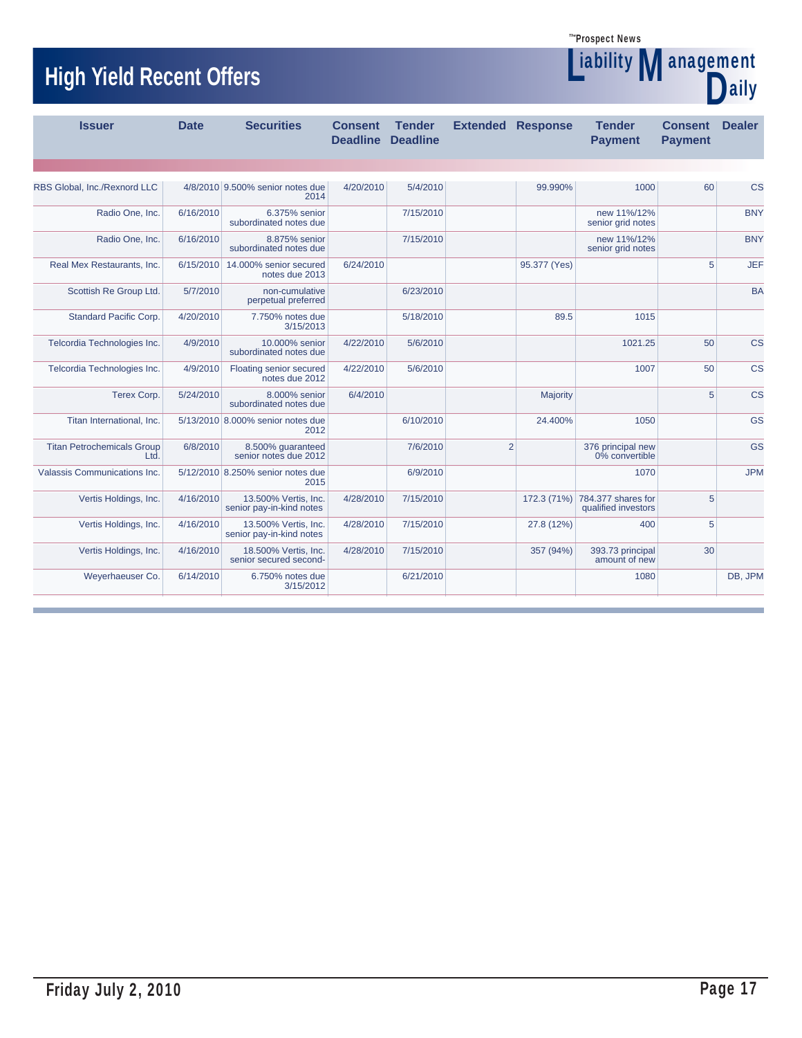# High Yield Recent Offers

| Issuer | Date | Securities | Consent Deadline | Tender Deadline | Extended | Response | Tender Payment | Consent Payment | Dealer |
|---|---|---|---|---|---|---|---|---|---|
| RBS Global, Inc./Rexnord LLC | 4/8/2010 | 9.500% senior notes due 2014 | 4/20/2010 | 5/4/2010 | | 99.990% | 1000 | 60 | CS |
| Radio One, Inc. | 6/16/2010 | 6.375% senior subordinated notes due | | 7/15/2010 | | | new 11%/12% senior grid notes | | BNY |
| Radio One, Inc. | 6/16/2010 | 8.875% senior subordinated notes due | | 7/15/2010 | | | new 11%/12% senior grid notes | | BNY |
| Real Mex Restaurants, Inc. | 6/15/2010 | 14.000% senior secured notes due 2013 | 6/24/2010 | | | 95.377 (Yes) | | 5 | JEF |
| Scottish Re Group Ltd. | 5/7/2010 | non-cumulative perpetual preferred | | 6/23/2010 | | | | | BA |
| Standard Pacific Corp. | 4/20/2010 | 7.750% notes due 3/15/2013 | | 5/18/2010 | | 89.5 | 1015 | | |
| Telcordia Technologies Inc. | 4/9/2010 | 10.000% senior subordinated notes due | 4/22/2010 | 5/6/2010 | | | 1021.25 | 50 | CS |
| Telcordia Technologies Inc. | 4/9/2010 | Floating senior secured notes due 2012 | 4/22/2010 | 5/6/2010 | | | 1007 | 50 | CS |
| Terex Corp. | 5/24/2010 | 8.000% senior subordinated notes due | 6/4/2010 | | | Majority | | 5 | CS |
| Titan International, Inc. | 5/13/2010 | 8.000% senior notes due 2012 | | 6/10/2010 | | 24.400% | 1050 | | GS |
| Titan Petrochemicals Group Ltd. | 6/8/2010 | 8.500% guaranteed senior notes due 2012 | | 7/6/2010 | 2 | | 376 principal new 0% convertible | | GS |
| Valassis Communications Inc. | 5/12/2010 | 8.250% senior notes due 2015 | | 6/9/2010 | | | 1070 | | JPM |
| Vertis Holdings, Inc. | 4/16/2010 | 13.500% Vertis, Inc. senior pay-in-kind notes | 4/28/2010 | 7/15/2010 | | 172.3 (71%) | 784.377 shares for qualified investors | 5 | |
| Vertis Holdings, Inc. | 4/16/2010 | 13.500% Vertis, Inc. senior pay-in-kind notes | 4/28/2010 | 7/15/2010 | | 27.8 (12%) | 400 | 5 | |
| Vertis Holdings, Inc. | 4/16/2010 | 18.500% Vertis, Inc. senior secured second- | 4/28/2010 | 7/15/2010 | | 357 (94%) | 393.73 principal amount of new | 30 | |
| Weyerhaeuser Co. | 6/14/2010 | 6.750% notes due 3/15/2012 | | 6/21/2010 | | | 1080 | | DB, JPM |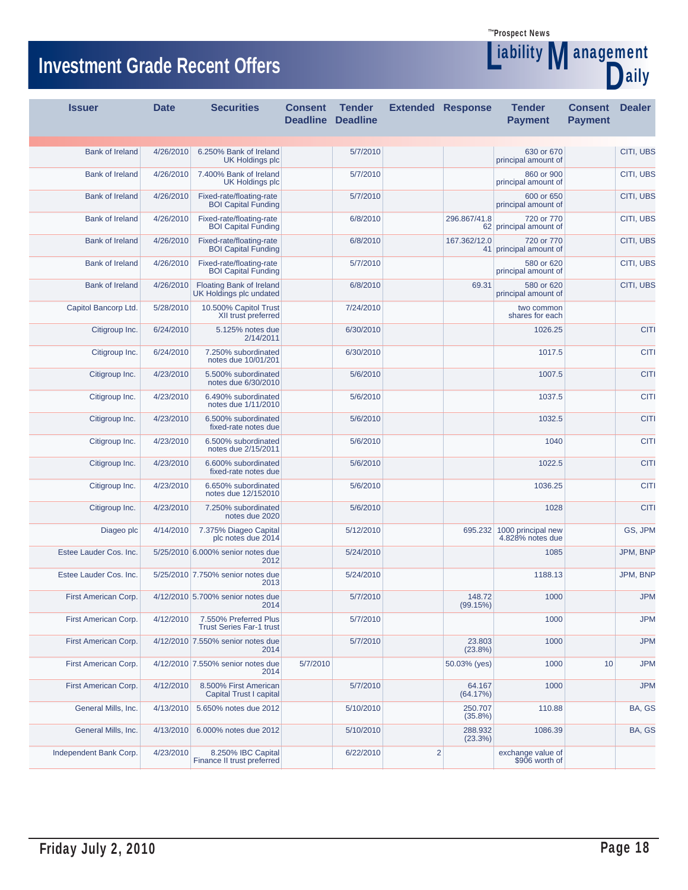# Investment Grade Recent Offers

| Issuer | Date | Securities | Consent Deadline | Tender Deadline | Extended | Response | Tender Payment | Consent Payment | Dealer |
|---|---|---|---|---|---|---|---|---|---|
| Bank of Ireland | 4/26/2010 | 6.250% Bank of Ireland UK Holdings plc | | 5/7/2010 | | | 630 or 670 principal amount of | | CITI, UBS |
| Bank of Ireland | 4/26/2010 | 7.400% Bank of Ireland UK Holdings plc | | 5/7/2010 | | | 860 or 900 principal amount of | | CITI, UBS |
| Bank of Ireland | 4/26/2010 | Fixed-rate/floating-rate BOI Capital Funding | | 5/7/2010 | | | 600 or 650 principal amount of | | CITI, UBS |
| Bank of Ireland | 4/26/2010 | Fixed-rate/floating-rate BOI Capital Funding | | 6/8/2010 | | 296.867/41.862 | 720 or 770 principal amount of | | CITI, UBS |
| Bank of Ireland | 4/26/2010 | Fixed-rate/floating-rate BOI Capital Funding | | 6/8/2010 | | 167.362/12.041 | 720 or 770 principal amount of | | CITI, UBS |
| Bank of Ireland | 4/26/2010 | Fixed-rate/floating-rate BOI Capital Funding | | 5/7/2010 | | | 580 or 620 principal amount of | | CITI, UBS |
| Bank of Ireland | 4/26/2010 | Floating Bank of Ireland UK Holdings plc undated | | 6/8/2010 | | 69.31 | 580 or 620 principal amount of | | CITI, UBS |
| Capitol Bancorp Ltd. | 5/28/2010 | 10.500% Capitol Trust XII trust preferred | | 7/24/2010 | | | two common shares for each | | |
| Citigroup Inc. | 6/24/2010 | 5.125% notes due 2/14/2011 | | 6/30/2010 | | | 1026.25 | | CITI |
| Citigroup Inc. | 6/24/2010 | 7.250% subordinated notes due 10/01/201 | | 6/30/2010 | | | 1017.5 | | CITI |
| Citigroup Inc. | 4/23/2010 | 5.500% subordinated notes due 6/30/2010 | | 5/6/2010 | | | 1007.5 | | CITI |
| Citigroup Inc. | 4/23/2010 | 6.490% subordinated notes due 1/11/2010 | | 5/6/2010 | | | 1037.5 | | CITI |
| Citigroup Inc. | 4/23/2010 | 6.500% subordinated fixed-rate notes due | | 5/6/2010 | | | 1032.5 | | CITI |
| Citigroup Inc. | 4/23/2010 | 6.500% subordinated notes due 2/15/2011 | | 5/6/2010 | | | 1040 | | CITI |
| Citigroup Inc. | 4/23/2010 | 6.600% subordinated fixed-rate notes due | | 5/6/2010 | | | 1022.5 | | CITI |
| Citigroup Inc. | 4/23/2010 | 6.650% subordinated notes due 12/152010 | | 5/6/2010 | | | 1036.25 | | CITI |
| Citigroup Inc. | 4/23/2010 | 7.250% subordinated notes due 2020 | | 5/6/2010 | | | 1028 | | CITI |
| Diageo plc | 4/14/2010 | 7.375% Diageo Capital plc notes due 2014 | | 5/12/2010 | | 695.232 | 1000 principal new 4.828% notes due | | GS, JPM |
| Estee Lauder Cos. Inc. | 5/25/2010 | 6.000% senior notes due 2012 | | 5/24/2010 | | | 1085 | | JPM, BNP |
| Estee Lauder Cos. Inc. | 5/25/2010 | 7.750% senior notes due 2013 | | 5/24/2010 | | | 1188.13 | | JPM, BNP |
| First American Corp. | 4/12/2010 | 5.700% senior notes due 2014 | | 5/7/2010 | | 148.72 (99.15%) | 1000 | | JPM |
| First American Corp. | 4/12/2010 | 7.550% Preferred Plus Trust Series Far-1 trust | | 5/7/2010 | | | 1000 | | JPM |
| First American Corp. | 4/12/2010 | 7.550% senior notes due 2014 | | 5/7/2010 | | 23.803 (23.8%) | 1000 | | JPM |
| First American Corp. | 4/12/2010 | 7.550% senior notes due 2014 | 5/7/2010 | | | 50.03% (yes) | 1000 | 10 | JPM |
| First American Corp. | 4/12/2010 | 8.500% First American Capital Trust I capital | | 5/7/2010 | | 64.167 (64.17%) | 1000 | | JPM |
| General Mills, Inc. | 4/13/2010 | 5.650% notes due 2012 | | 5/10/2010 | | 250.707 (35.8%) | 110.88 | | BA, GS |
| General Mills, Inc. | 4/13/2010 | 6.000% notes due 2012 | | 5/10/2010 | | 288.932 (23.3%) | 1086.39 | | BA, GS |
| Independent Bank Corp. | 4/23/2010 | 8.250% IBC Capital Finance II trust preferred | | 6/22/2010 | 2 | | exchange value of $906 worth of | | |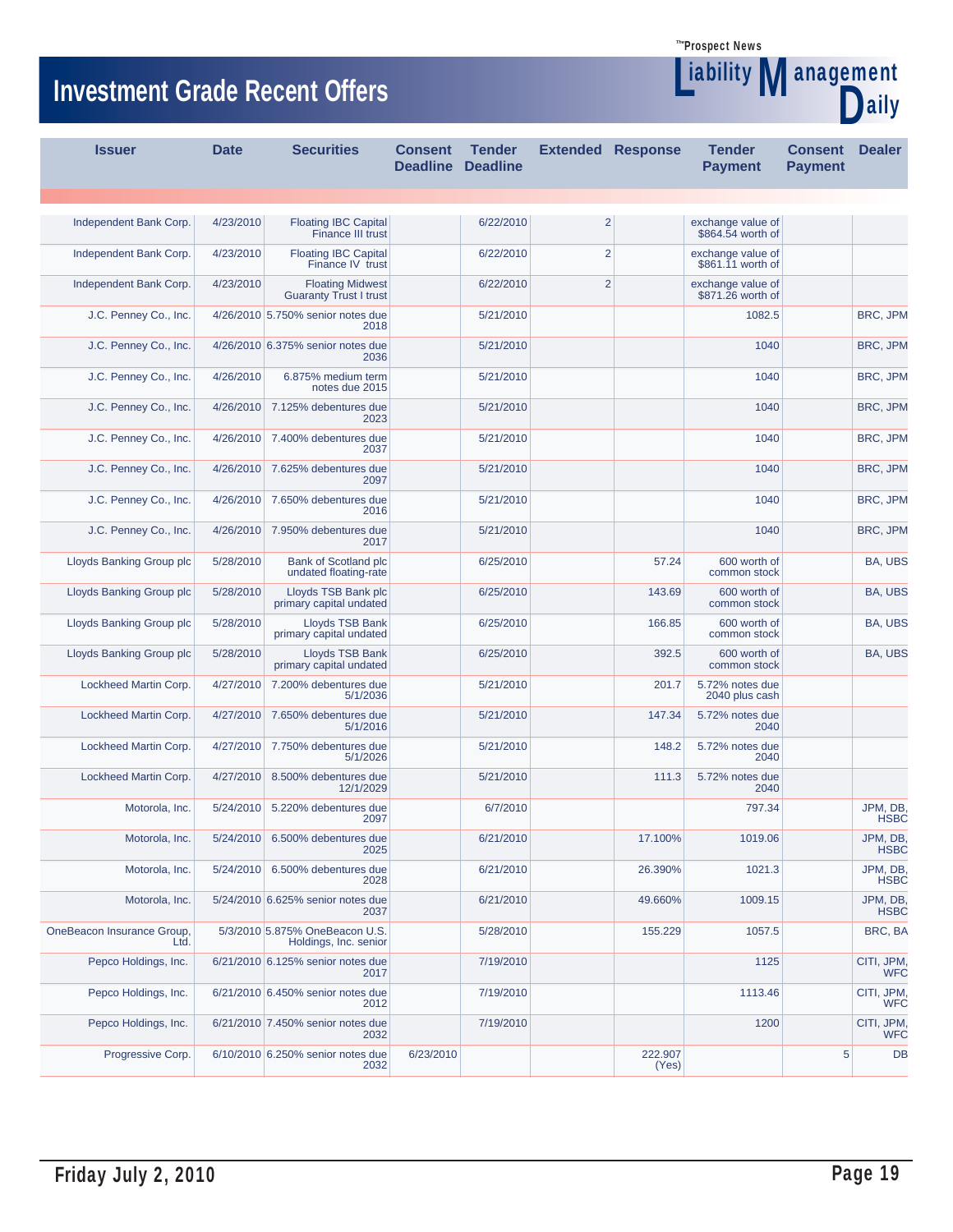# Investment Grade Recent Offers

| Issuer | Date | Securities | Consent Deadline | Tender Deadline | Extended | Response | Tender Payment | Consent Payment | Dealer |
|---|---|---|---|---|---|---|---|---|---|
| Independent Bank Corp. | 4/23/2010 | Floating IBC Capital Finance III trust | | 6/22/2010 | 2 | | exchange value of $864.54 worth of | | |
| Independent Bank Corp. | 4/23/2010 | Floating IBC Capital Finance IV trust | | 6/22/2010 | 2 | | exchange value of $861.11 worth of | | |
| Independent Bank Corp. | 4/23/2010 | Floating Midwest Guaranty Trust I trust | | 6/22/2010 | 2 | | exchange value of $871.26 worth of | | |
| J.C. Penney Co., Inc. | 4/26/2010 | 5.750% senior notes due 2018 | | 5/21/2010 | | | 1082.5 | | BRC, JPM |
| J.C. Penney Co., Inc. | 4/26/2010 | 6.375% senior notes due 2036 | | 5/21/2010 | | | 1040 | | BRC, JPM |
| J.C. Penney Co., Inc. | 4/26/2010 | 6.875% medium term notes due 2015 | | 5/21/2010 | | | 1040 | | BRC, JPM |
| J.C. Penney Co., Inc. | 4/26/2010 | 7.125% debentures due 2023 | | 5/21/2010 | | | 1040 | | BRC, JPM |
| J.C. Penney Co., Inc. | 4/26/2010 | 7.400% debentures due 2037 | | 5/21/2010 | | | 1040 | | BRC, JPM |
| J.C. Penney Co., Inc. | 4/26/2010 | 7.625% debentures due 2097 | | 5/21/2010 | | | 1040 | | BRC, JPM |
| J.C. Penney Co., Inc. | 4/26/2010 | 7.650% debentures due 2016 | | 5/21/2010 | | | 1040 | | BRC, JPM |
| J.C. Penney Co., Inc. | 4/26/2010 | 7.950% debentures due 2017 | | 5/21/2010 | | | 1040 | | BRC, JPM |
| Lloyds Banking Group plc | 5/28/2010 | Bank of Scotland plc undated floating-rate | | 6/25/2010 | | 57.24 | 600 worth of common stock | | BA, UBS |
| Lloyds Banking Group plc | 5/28/2010 | Lloyds TSB Bank plc primary capital undated | | 6/25/2010 | | 143.69 | 600 worth of common stock | | BA, UBS |
| Lloyds Banking Group plc | 5/28/2010 | Lloyds TSB Bank primary capital undated | | 6/25/2010 | | 166.85 | 600 worth of common stock | | BA, UBS |
| Lloyds Banking Group plc | 5/28/2010 | Lloyds TSB Bank primary capital undated | | 6/25/2010 | | 392.5 | 600 worth of common stock | | BA, UBS |
| Lockheed Martin Corp. | 4/27/2010 | 7.200% debentures due 5/1/2036 | | 5/21/2010 | | 201.7 | 5.72% notes due 2040 plus cash | | |
| Lockheed Martin Corp. | 4/27/2010 | 7.650% debentures due 5/1/2016 | | 5/21/2010 | | 147.34 | 5.72% notes due 2040 | | |
| Lockheed Martin Corp. | 4/27/2010 | 7.750% debentures due 5/1/2026 | | 5/21/2010 | | 148.2 | 5.72% notes due 2040 | | |
| Lockheed Martin Corp. | 4/27/2010 | 8.500% debentures due 12/1/2029 | | 5/21/2010 | | 111.3 | 5.72% notes due 2040 | | |
| Motorola, Inc. | 5/24/2010 | 5.220% debentures due 2097 | | 6/7/2010 | | | 797.34 | | JPM, DB, HSBC |
| Motorola, Inc. | 5/24/2010 | 6.500% debentures due 2025 | | 6/21/2010 | | 17.100% | 1019.06 | | JPM, DB, HSBC |
| Motorola, Inc. | 5/24/2010 | 6.500% debentures due 2028 | | 6/21/2010 | | 26.390% | 1021.3 | | JPM, DB, HSBC |
| Motorola, Inc. | 5/24/2010 | 6.625% senior notes due 2037 | | 6/21/2010 | | 49.660% | 1009.15 | | JPM, DB, HSBC |
| OneBeacon Insurance Group, Ltd. | 5/3/2010 | 5.875% OneBeacon U.S. Holdings, Inc. senior | | 5/28/2010 | | 155.229 | 1057.5 | | BRC, BA |
| Pepco Holdings, Inc. | 6/21/2010 | 6.125% senior notes due 2017 | | 7/19/2010 | | | 1125 | | CITI, JPM, WFC |
| Pepco Holdings, Inc. | 6/21/2010 | 6.450% senior notes due 2012 | | 7/19/2010 | | | 1113.46 | | CITI, JPM, WFC |
| Pepco Holdings, Inc. | 6/21/2010 | 7.450% senior notes due 2032 | | 7/19/2010 | | | 1200 | | CITI, JPM, WFC |
| Progressive Corp. | 6/10/2010 | 6.250% senior notes due 2032 | 6/23/2010 | | | 222.907 (Yes) | | 5 | DB |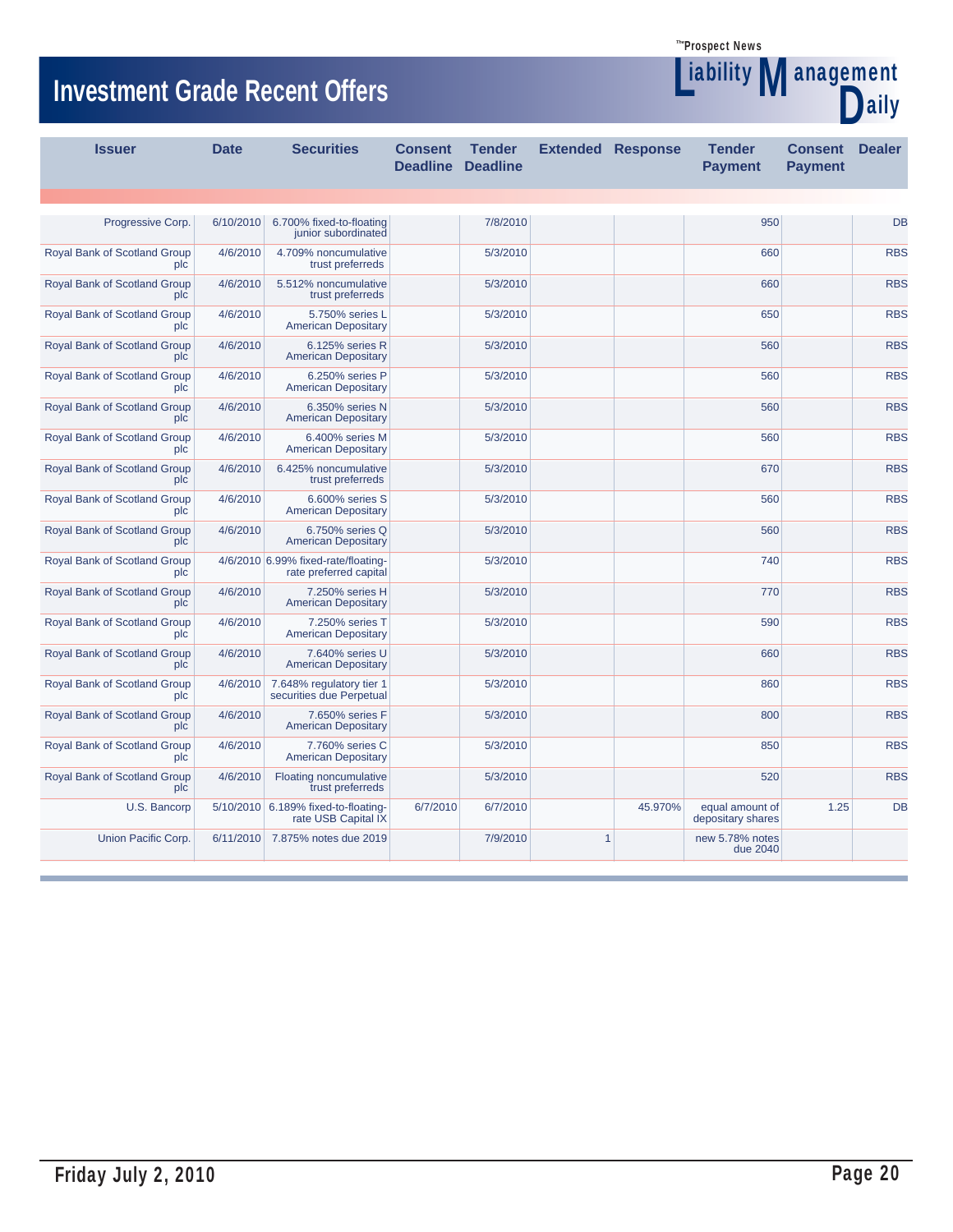# Investment Grade Recent Offers

| Issuer | Date | Securities | Consent Deadline | Tender Deadline | Extended | Response | Tender Payment | Consent Payment | Dealer |
|---|---|---|---|---|---|---|---|---|---|
| Progressive Corp. | 6/10/2010 | 6.700% fixed-to-floating junior subordinated | | 7/8/2010 | | | 950 | | DB |
| Royal Bank of Scotland Group plc | 4/6/2010 | 4.709% noncumulative trust preferreds | | 5/3/2010 | | | 660 | | RBS |
| Royal Bank of Scotland Group plc | 4/6/2010 | 5.512% noncumulative trust preferreds | | 5/3/2010 | | | 660 | | RBS |
| Royal Bank of Scotland Group plc | 4/6/2010 | 5.750% series L American Depositary | | 5/3/2010 | | | 650 | | RBS |
| Royal Bank of Scotland Group plc | 4/6/2010 | 6.125% series R American Depositary | | 5/3/2010 | | | 560 | | RBS |
| Royal Bank of Scotland Group plc | 4/6/2010 | 6.250% series P American Depositary | | 5/3/2010 | | | 560 | | RBS |
| Royal Bank of Scotland Group plc | 4/6/2010 | 6.350% series N American Depositary | | 5/3/2010 | | | 560 | | RBS |
| Royal Bank of Scotland Group plc | 4/6/2010 | 6.400% series M American Depositary | | 5/3/2010 | | | 560 | | RBS |
| Royal Bank of Scotland Group plc | 4/6/2010 | 6.425% noncumulative trust preferreds | | 5/3/2010 | | | 670 | | RBS |
| Royal Bank of Scotland Group plc | 4/6/2010 | 6.600% series S American Depositary | | 5/3/2010 | | | 560 | | RBS |
| Royal Bank of Scotland Group plc | 4/6/2010 | 6.750% series Q American Depositary | | 5/3/2010 | | | 560 | | RBS |
| Royal Bank of Scotland Group plc | 4/6/2010 | 6.99% fixed-rate/floating-rate preferred capital | | 5/3/2010 | | | 740 | | RBS |
| Royal Bank of Scotland Group plc | 4/6/2010 | 7.250% series H American Depositary | | 5/3/2010 | | | 770 | | RBS |
| Royal Bank of Scotland Group plc | 4/6/2010 | 7.250% series T American Depositary | | 5/3/2010 | | | 590 | | RBS |
| Royal Bank of Scotland Group plc | 4/6/2010 | 7.640% series U American Depositary | | 5/3/2010 | | | 660 | | RBS |
| Royal Bank of Scotland Group plc | 4/6/2010 | 7.648% regulatory tier 1 securities due Perpetual | | 5/3/2010 | | | 860 | | RBS |
| Royal Bank of Scotland Group plc | 4/6/2010 | 7.650% series F American Depositary | | 5/3/2010 | | | 800 | | RBS |
| Royal Bank of Scotland Group plc | 4/6/2010 | 7.760% series C American Depositary | | 5/3/2010 | | | 850 | | RBS |
| Royal Bank of Scotland Group plc | 4/6/2010 | Floating noncumulative trust preferreds | | 5/3/2010 | | | 520 | | RBS |
| U.S. Bancorp | 5/10/2010 | 6.189% fixed-to-floating-rate USB Capital IX | 6/7/2010 | 6/7/2010 | | 45.970% | equal amount of depositary shares | 1.25 | DB |
| Union Pacific Corp. | 6/11/2010 | 7.875% notes due 2019 | | 7/9/2010 | 1 | | new 5.78% notes due 2040 | | |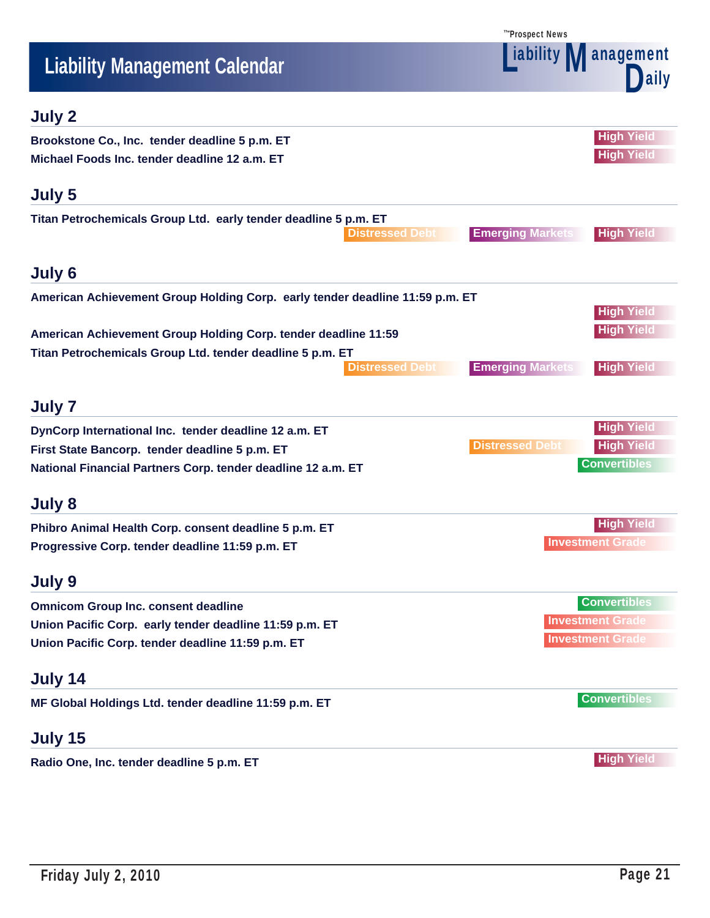# Liability Management Calendar

## July 2

**Brookstone Co., Inc. tender deadline 5 p.m. ET** — High Yield

**Michael Foods Inc. tender deadline 12 a.m. ET** — High Yield

## July 5

**Titan Petrochemicals Group Ltd. early tender deadline 5 p.m. ET** — Distressed Debt, Emerging Markets, High Yield

## July 6

**American Achievement Group Holding Corp. early tender deadline 11:59 p.m. ET** — High Yield

**American Achievement Group Holding Corp. tender deadline 11:59** — High Yield

**Titan Petrochemicals Group Ltd. tender deadline 5 p.m. ET** — Distressed Debt, Emerging Markets, High Yield

## July 7

**DynCorp International Inc. tender deadline 12 a.m. ET** — High Yield

**First State Bancorp. tender deadline 5 p.m. ET** — Distressed Debt, High Yield

**National Financial Partners Corp. tender deadline 12 a.m. ET** — Convertibles

## July 8

**Phibro Animal Health Corp. consent deadline 5 p.m. ET** — High Yield

**Progressive Corp. tender deadline 11:59 p.m. ET** — Investment Grade

## July 9

**Omnicom Group Inc. consent deadline** — Convertibles

**Union Pacific Corp. early tender deadline 11:59 p.m. ET** — Investment Grade

**Union Pacific Corp. tender deadline 11:59 p.m. ET** — Investment Grade

## July 14

**MF Global Holdings Ltd. tender deadline 11:59 p.m. ET** — Convertibles

## July 15

**Radio One, Inc. tender deadline 5 p.m. ET** — High Yield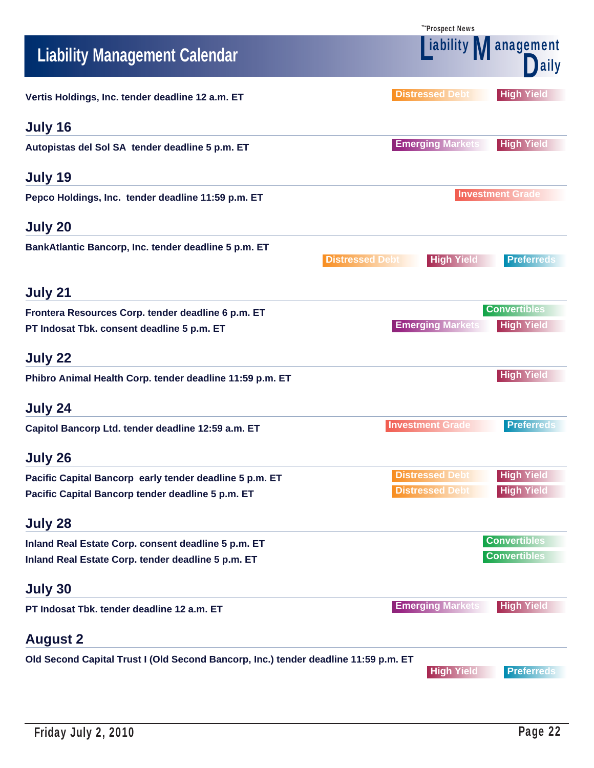# Liability Management Calendar

**Vertis Holdings, Inc. tender deadline 12 a.m. ET** — Distressed Debt, High Yield

## July 16

**Autopistas del Sol SA tender deadline 5 p.m. ET** — Emerging Markets, High Yield

## July 19

**Pepco Holdings, Inc. tender deadline 11:59 p.m. ET** — Investment Grade

## July 20

**BankAtlantic Bancorp, Inc. tender deadline 5 p.m. ET** — Distressed Debt, High Yield, Preferreds

## July 21

**Frontera Resources Corp. tender deadline 6 p.m. ET** — Convertibles

**PT Indosat Tbk. consent deadline 5 p.m. ET** — Emerging Markets, High Yield

## July 22

**Phibro Animal Health Corp. tender deadline 11:59 p.m. ET** — High Yield

## July 24

**Capitol Bancorp Ltd. tender deadline 12:59 a.m. ET** — Investment Grade, Preferreds

## July 26

**Pacific Capital Bancorp early tender deadline 5 p.m. ET** — Distressed Debt, High Yield

**Pacific Capital Bancorp tender deadline 5 p.m. ET** — Distressed Debt, High Yield

## July 28

**Inland Real Estate Corp. consent deadline 5 p.m. ET** — Convertibles

**Inland Real Estate Corp. tender deadline 5 p.m. ET** — Convertibles

## July 30

**PT Indosat Tbk. tender deadline 12 a.m. ET** — Emerging Markets, High Yield

## August 2

**Old Second Capital Trust I (Old Second Bancorp, Inc.) tender deadline 11:59 p.m. ET** — High Yield, Preferreds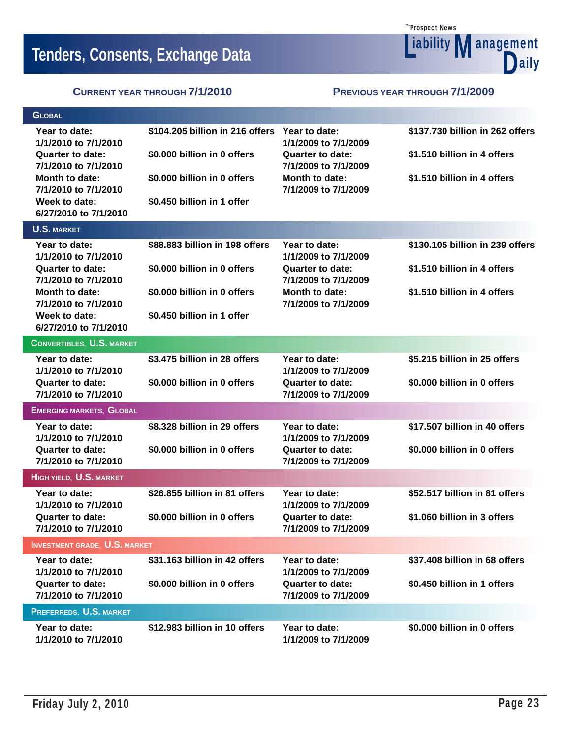# Tenders, Consents, Exchange Data

**CURRENT YEAR THROUGH 7/1/2010** | **PREVIOUS YEAR THROUGH 7/1/2009**

## GLOBAL

| Period | Current Year | Period | Previous Year |
|---|---|---|---|
| Year to date: 1/1/2010 to 7/1/2010 | $104.205 billion in 216 offers | Year to date: 1/1/2009 to 7/1/2009 | $137.730 billion in 262 offers |
| Quarter to date: 7/1/2010 to 7/1/2010 | $0.000 billion in 0 offers | Quarter to date: 7/1/2009 to 7/1/2009 | $1.510 billion in 4 offers |
| Month to date: 7/1/2010 to 7/1/2010 | $0.000 billion in 0 offers | Month to date: 7/1/2009 to 7/1/2009 | $1.510 billion in 4 offers |
| Week to date: 6/27/2010 to 7/1/2010 | $0.450 billion in 1 offer | | |

## U.S. MARKET

| Period | Current Year | Period | Previous Year |
|---|---|---|---|
| Year to date: 1/1/2010 to 7/1/2010 | $88.883 billion in 198 offers | Year to date: 1/1/2009 to 7/1/2009 | $130.105 billion in 239 offers |
| Quarter to date: 7/1/2010 to 7/1/2010 | $0.000 billion in 0 offers | Quarter to date: 7/1/2009 to 7/1/2009 | $1.510 billion in 4 offers |
| Month to date: 7/1/2010 to 7/1/2010 | $0.000 billion in 0 offers | Month to date: 7/1/2009 to 7/1/2009 | $1.510 billion in 4 offers |
| Week to date: 6/27/2010 to 7/1/2010 | $0.450 billion in 1 offer | | |

## CONVERTIBLES, U.S. MARKET

| Period | Current Year | Period | Previous Year |
|---|---|---|---|
| Year to date: 1/1/2010 to 7/1/2010 | $3.475 billion in 28 offers | Year to date: 1/1/2009 to 7/1/2009 | $5.215 billion in 25 offers |
| Quarter to date: 7/1/2010 to 7/1/2010 | $0.000 billion in 0 offers | Quarter to date: 7/1/2009 to 7/1/2009 | $0.000 billion in 0 offers |

## EMERGING MARKETS, GLOBAL

| Period | Current Year | Period | Previous Year |
|---|---|---|---|
| Year to date: 1/1/2010 to 7/1/2010 | $8.328 billion in 29 offers | Year to date: 1/1/2009 to 7/1/2009 | $17.507 billion in 40 offers |
| Quarter to date: 7/1/2010 to 7/1/2010 | $0.000 billion in 0 offers | Quarter to date: 7/1/2009 to 7/1/2009 | $0.000 billion in 0 offers |

## HIGH YIELD, U.S. MARKET

| Period | Current Year | Period | Previous Year |
|---|---|---|---|
| Year to date: 1/1/2010 to 7/1/2010 | $26.855 billion in 81 offers | Year to date: 1/1/2009 to 7/1/2009 | $52.517 billion in 81 offers |
| Quarter to date: 7/1/2010 to 7/1/2010 | $0.000 billion in 0 offers | Quarter to date: 7/1/2009 to 7/1/2009 | $1.060 billion in 3 offers |

## INVESTMENT GRADE, U.S. MARKET

| Period | Current Year | Period | Previous Year |
|---|---|---|---|
| Year to date: 1/1/2010 to 7/1/2010 | $31.163 billion in 42 offers | Year to date: 1/1/2009 to 7/1/2009 | $37.408 billion in 68 offers |
| Quarter to date: 7/1/2010 to 7/1/2010 | $0.000 billion in 0 offers | Quarter to date: 7/1/2009 to 7/1/2009 | $0.450 billion in 1 offers |

## PREFERREDS, U.S. MARKET

| Period | Current Year | Period | Previous Year |
|---|---|---|---|
| Year to date: 1/1/2010 to 7/1/2010 | $12.983 billion in 10 offers | Year to date: 1/1/2009 to 7/1/2009 | $0.000 billion in 0 offers |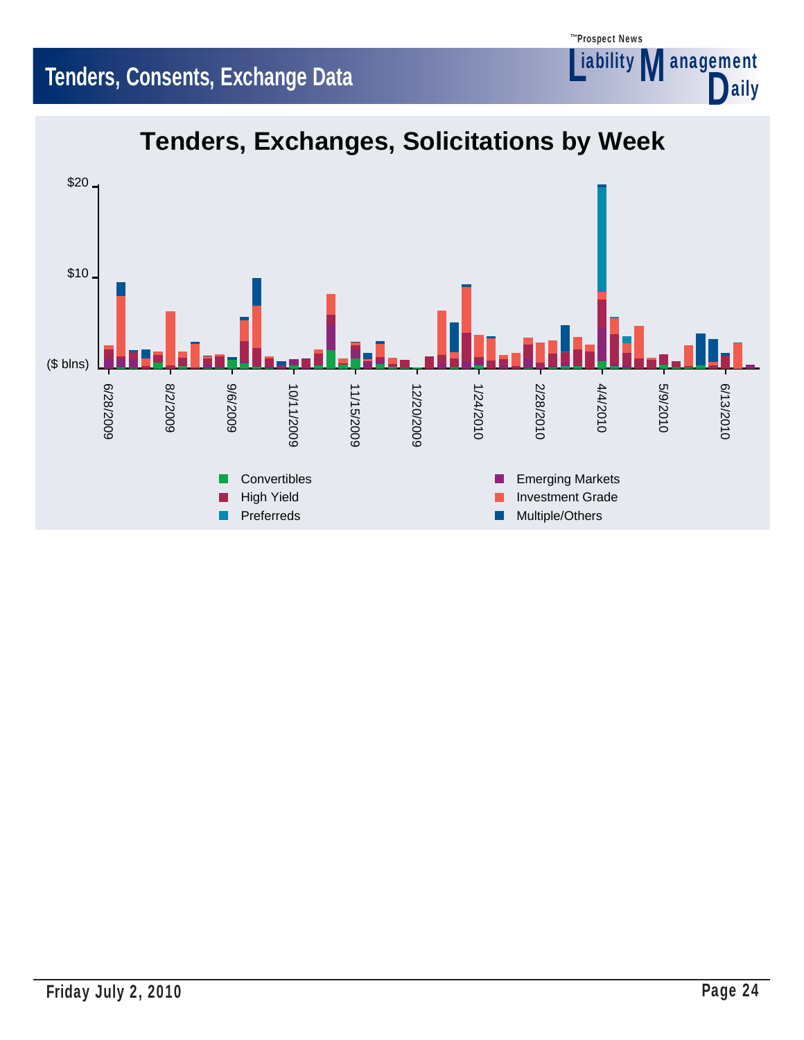# Tenders, Consents, Exchange Data

## Tenders, Exchanges, Solicitations by Week

$20

$10

($ blns)

6/28/2009 | 8/2/2009 | 9/6/2009 | 10/11/2009 | 11/15/2009 | 12/20/2009 | 1/24/2010 | 2/28/2010 | 4/4/2010 | 5/9/2010 | 6/13/2010

- Convertibles
- Emerging Markets
- High Yield
- Investment Grade
- Preferreds
- Multiple/Others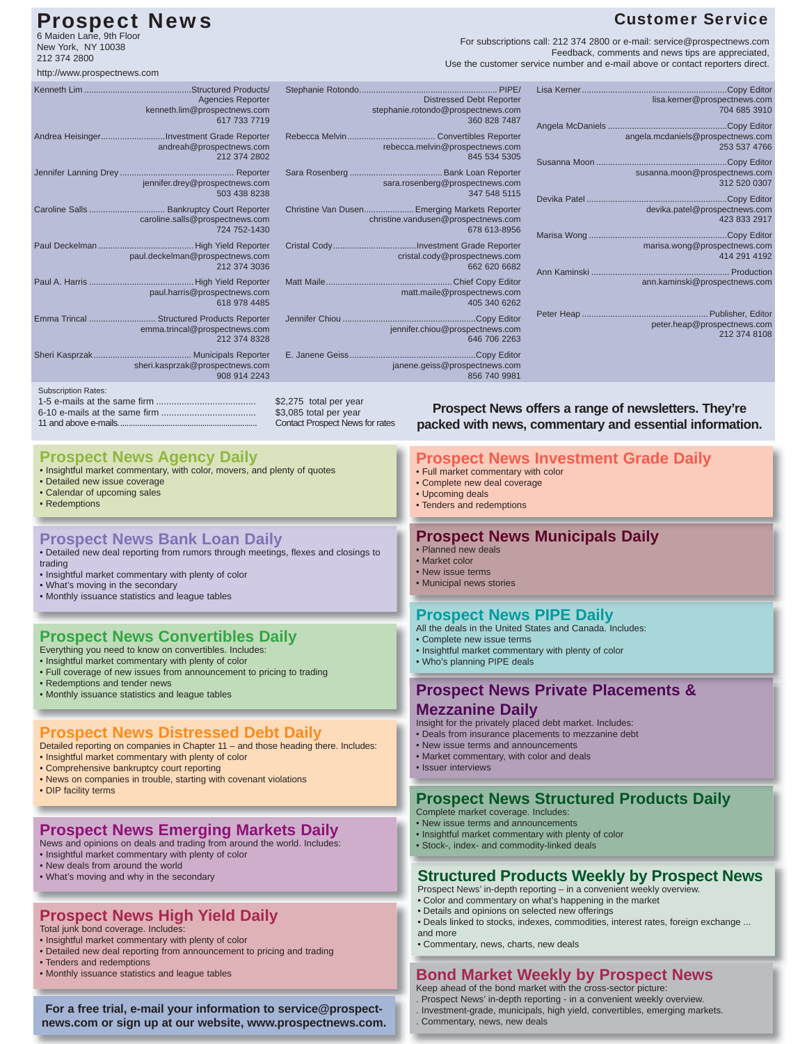# Prospect News

6 Maiden Lane, 9th Floor
New York, NY 10038
212 374 2800

http://www.prospectnews.com

## Customer Service

For subscriptions call: 212 374 2800 or e-mail: service@prospectnews.com
Feedback, comments and news tips are appreciated,
Use the customer service number and e-mail above or contact reporters direct.

Kenneth Lim ............ Structured Products/ Agencies Reporter
kenneth.lim@prospectnews.com
617 733 7719

Andrea Heisinger ............ Investment Grade Reporter
andreah@prospectnews.com
212 374 2802

Jennifer Lanning Drey ............ Reporter
jennifer.drey@prospectnews.com
503 438 8238

Caroline Salls ............ Bankruptcy Court Reporter
caroline.salls@prospectnews.com
724 752-1430

Paul Deckelman ............ High Yield Reporter
paul.deckelman@prospectnews.com
212 374 3036

Paul A. Harris ............ High Yield Reporter
paul.harris@prospectnews.com
618 978 4485

Emma Trincal ............ Structured Products Reporter
emma.trincal@prospectnews.com
212 374 8328

Sheri Kasprzak ............ Municipals Reporter
sheri.kasprzak@prospectnews.com
908 914 2243

Stephanie Rotondo ............ PIPE/ Distressed Debt Reporter
stephanie.rotondo@prospectnews.com
360 828 7487

Rebecca Melvin ............ Convertibles Reporter
rebecca.melvin@prospectnews.com
845 534 5305

Sara Rosenberg ............ Bank Loan Reporter
sara.rosenberg@prospectnews.com
347 548 5115

Christine Van Dusen ............ Emerging Markets Reporter
christine.vandusen@prospectnews.com
678 613-8956

Cristal Cody ............ Investment Grade Reporter
cristal.cody@prospectnews.com
662 620 6682

Matt Maile ............ Chief Copy Editor
matt.maile@prospectnews.com
405 340 6262

Jennifer Chiou ............ Copy Editor
jennifer.chiou@prospectnews.com
646 706 2263

E. Janene Geiss ............ Copy Editor
janene.geiss@prospectnews.com
856 740 9981

Lisa Kerner ............ Copy Editor
lisa.kerner@prospectnews.com
704 685 3910

Angela McDaniels ............ Copy Editor
angela.mcdaniels@prospectnews.com
253 537 4766

Susanna Moon ............ Copy Editor
susanna.moon@prospectnews.com
312 520 0307

Devika Patel ............ Copy Editor
devika.patel@prospectnews.com
423 833 2917

Marisa Wong ............ Copy Editor
marisa.wong@prospectnews.com
414 291 4192

Ann Kaminski ............ Production
ann.kaminski@prospectnews.com

Peter Heap ............ Publisher, Editor
peter.heap@prospectnews.com
212 374 8108

Subscription Rates:

| | |
|---|---|
| 1-5 e-mails at the same firm | $2,275 total per year |
| 6-10 e-mails at the same firm | $3,085 total per year |
| 11 and above e-mails | Contact Prospect News for rates |

**Prospect News offers a range of newsletters. They're packed with news, commentary and essential information.**

## Prospect News Agency Daily

- Insightful market commentary, with color, movers, and plenty of quotes
- Detailed new issue coverage
- Calendar of upcoming sales
- Redemptions

## Prospect News Bank Loan Daily

- Detailed new deal reporting from rumors through meetings, flexes and closings to trading
- Insightful market commentary with plenty of color
- What's moving in the secondary
- Monthly issuance statistics and league tables

## Prospect News Convertibles Daily

Everything you need to know on convertibles. Includes:

- Insightful market commentary with plenty of color
- Full coverage of new issues from announcement to pricing to trading
- Redemptions and tender news
- Monthly issuance statistics and league tables

## Prospect News Distressed Debt Daily

Detailed reporting on companies in Chapter 11 – and those heading there. Includes:

- Insightful market commentary with plenty of color
- Comprehensive bankruptcy court reporting
- News on companies in trouble, starting with covenant violations
- DIP facility terms

## Prospect News Emerging Markets Daily

News and opinions on deals and trading from around the world. Includes:

- Insightful market commentary with plenty of color
- New deals from around the world
- What's moving and why in the secondary

## Prospect News High Yield Daily

Total junk bond coverage. Includes:

- Insightful market commentary with plenty of color
- Detailed new deal reporting from announcement to pricing and trading
- Tenders and redemptions
- Monthly issuance statistics and league tables

**For a free trial, e-mail your information to service@prospectnews.com or sign up at our website, www.prospectnews.com.**

## Prospect News Investment Grade Daily

- Full market commentary with color
- Complete new deal coverage
- Upcoming deals
- Tenders and redemptions

## Prospect News Municipals Daily

- Planned new deals
- Market color
- New issue terms
- Municipal news stories

## Prospect News PIPE Daily

All the deals in the United States and Canada. Includes:

- Complete new issue terms
- Insightful market commentary with plenty of color
- Who's planning PIPE deals

## Prospect News Private Placements & Mezzanine Daily

Insight for the privately placed debt market. Includes:

- Deals from insurance placements to mezzanine debt
- New issue terms and announcements
- Market commentary, with color and deals
- Issuer interviews

## Prospect News Structured Products Daily

Complete market coverage. Includes:

- New issue terms and announcements
- Insightful market commentary with plenty of color
- Stock-, index- and commodity-linked deals

## Structured Products Weekly by Prospect News

Prospect News' in-depth reporting – in a convenient weekly overview.

- Color and commentary on what's happening in the market
- Details and opinions on selected new offerings
- Deals linked to stocks, indexes, commodities, interest rates, foreign exchange ... and more
- Commentary, news, charts, new deals

## Bond Market Weekly by Prospect News

Keep ahead of the bond market with the cross-sector picture:

. Prospect News' in-depth reporting - in a convenient weekly overview.
. Investment-grade, municipals, high yield, convertibles, emerging markets.
. Commentary, news, new deals